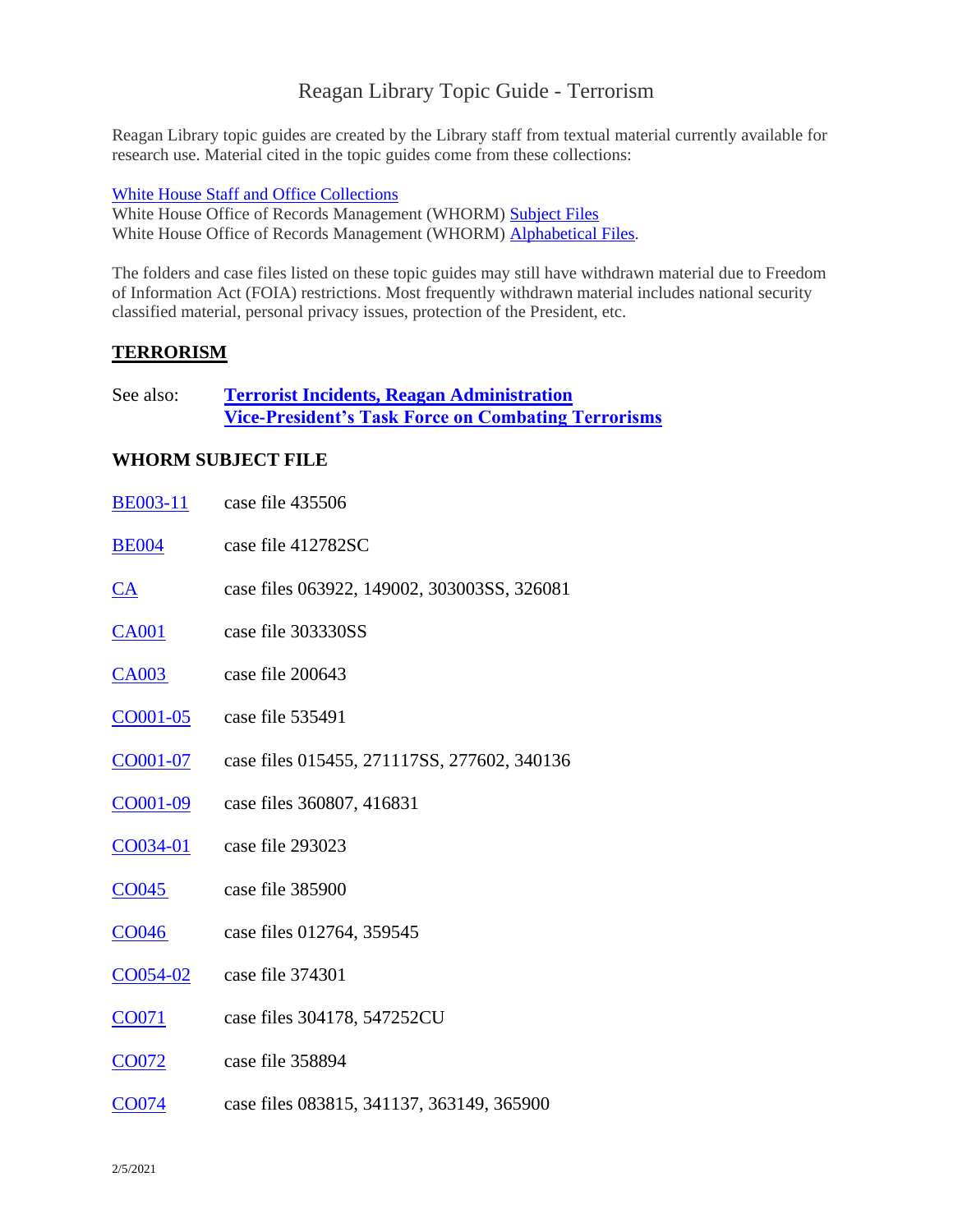# Reagan Library Topic Guide - Terrorism

Reagan Library topic guides are created by the Library staff from textual material currently available for research use. Material cited in the topic guides come from these collections:

White House Staff and Office Collections
White House Office of Records Management (WHORM) Subject Files
White House Office of Records Management (WHORM) Alphabetical Files.

The folders and case files listed on these topic guides may still have withdrawn material due to Freedom of Information Act (FOIA) restrictions. Most frequently withdrawn material includes national security classified material, personal privacy issues, protection of the President, etc.

## TERRORISM

See also: **Terrorist Incidents, Reagan Administration**
**Vice-President's Task Force on Combating Terrorisms**

### WHORM SUBJECT FILE

BE003-11 case file 435506

BE004 case file 412782SC

CA case files 063922, 149002, 303003SS, 326081

CA001 case file 303330SS

CA003 case file 200643

CO001-05 case file 535491

CO001-07 case files 015455, 271117SS, 277602, 340136

CO001-09 case files 360807, 416831

CO034-01 case file 293023

CO045 case file 385900

CO046 case files 012764, 359545

CO054-02 case file 374301

CO071 case files 304178, 547252CU

CO072 case file 358894

CO074 case files 083815, 341137, 363149, 365900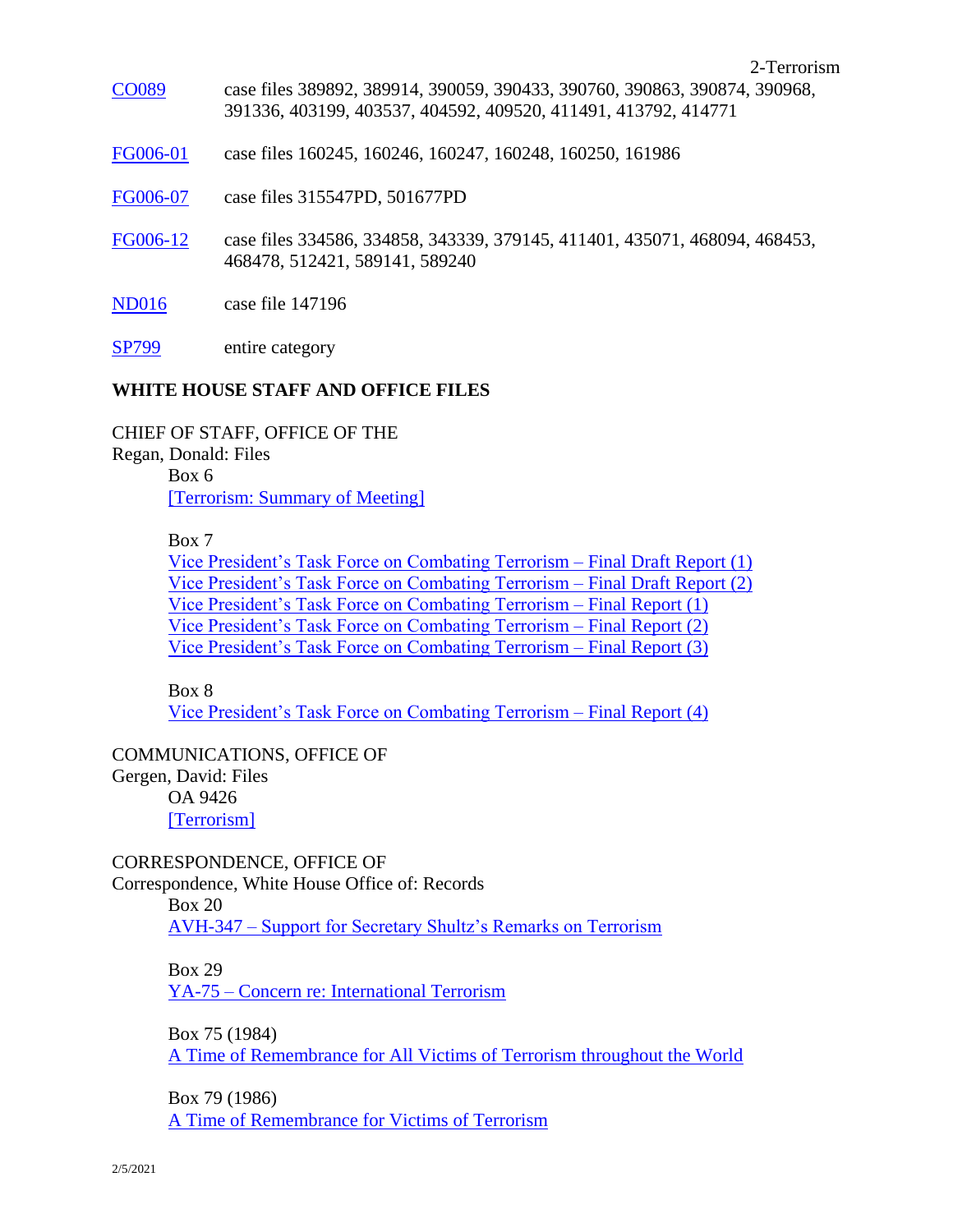| | |
|---|---|
| CO089 | case files 389892, 389914, 390059, 390433, 390760, 390863, 390874, 390968, 391336, 403199, 403537, 404592, 409520, 411491, 413792, 414771 |
| FG006-01 | case files 160245, 160246, 160247, 160248, 160250, 161986 |
| FG006-07 | case files 315547PD, 501677PD |
| FG006-12 | case files 334586, 334858, 343339, 379145, 411401, 435071, 468094, 468453, 468478, 512421, 589141, 589240 |
| ND016 | case file 147196 |
| SP799 | entire category |

**WHITE HOUSE STAFF AND OFFICE FILES**

CHIEF OF STAFF, OFFICE OF THE
Regan, Donald: Files

Box 6
[Terrorism: Summary of Meeting]

Box 7
Vice President's Task Force on Combating Terrorism – Final Draft Report (1)
Vice President's Task Force on Combating Terrorism – Final Draft Report (2)
Vice President's Task Force on Combating Terrorism – Final Report (1)
Vice President's Task Force on Combating Terrorism – Final Report (2)
Vice President's Task Force on Combating Terrorism – Final Report (3)

Box 8
Vice President's Task Force on Combating Terrorism – Final Report (4)

COMMUNICATIONS, OFFICE OF
Gergen, David: Files

OA 9426
[Terrorism]

CORRESPONDENCE, OFFICE OF
Correspondence, White House Office of: Records

Box 20
AVH-347 – Support for Secretary Shultz's Remarks on Terrorism

Box 29
YA-75 – Concern re: International Terrorism

Box 75 (1984)
A Time of Remembrance for All Victims of Terrorism throughout the World

Box 79 (1986)
A Time of Remembrance for Victims of Terrorism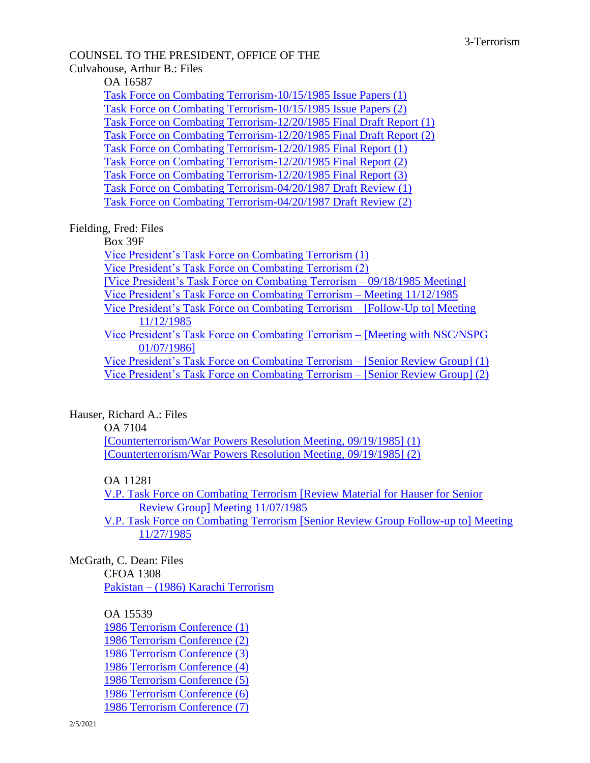COUNSEL TO THE PRESIDENT, OFFICE OF THE

Culvahouse, Arthur B.: Files

OA 16587

- Task Force on Combating Terrorism-10/15/1985 Issue Papers (1)
- Task Force on Combating Terrorism-10/15/1985 Issue Papers (2)
- Task Force on Combating Terrorism-12/20/1985 Final Draft Report (1)
- Task Force on Combating Terrorism-12/20/1985 Final Draft Report (2)
- Task Force on Combating Terrorism-12/20/1985 Final Report (1)
- Task Force on Combating Terrorism-12/20/1985 Final Report (2)
- Task Force on Combating Terrorism-12/20/1985 Final Report (3)
- Task Force on Combating Terrorism-04/20/1987 Draft Review (1)
- Task Force on Combating Terrorism-04/20/1987 Draft Review (2)

Fielding, Fred: Files

Box 39F

- Vice President's Task Force on Combating Terrorism (1)
- Vice President's Task Force on Combating Terrorism (2)
- [Vice President's Task Force on Combating Terrorism – 09/18/1985 Meeting]
- Vice President's Task Force on Combating Terrorism – Meeting 11/12/1985
- Vice President's Task Force on Combating Terrorism – [Follow-Up to] Meeting 11/12/1985
- Vice President's Task Force on Combating Terrorism – [Meeting with NSC/NSPG 01/07/1986]
- Vice President's Task Force on Combating Terrorism – [Senior Review Group] (1)
- Vice President's Task Force on Combating Terrorism – [Senior Review Group] (2)

Hauser, Richard A.: Files

OA 7104

- [Counterterrorism/War Powers Resolution Meeting, 09/19/1985] (1)
- [Counterterrorism/War Powers Resolution Meeting, 09/19/1985] (2)

OA 11281

- V.P. Task Force on Combating Terrorism [Review Material for Hauser for Senior Review Group] Meeting 11/07/1985
- V.P. Task Force on Combating Terrorism [Senior Review Group Follow-up to] Meeting 11/27/1985

McGrath, C. Dean: Files

CFOA 1308

- Pakistan – (1986) Karachi Terrorism

OA 15539

- 1986 Terrorism Conference (1)
- 1986 Terrorism Conference (2)
- 1986 Terrorism Conference (3)
- 1986 Terrorism Conference (4)
- 1986 Terrorism Conference (5)
- 1986 Terrorism Conference (6)
- 1986 Terrorism Conference (7)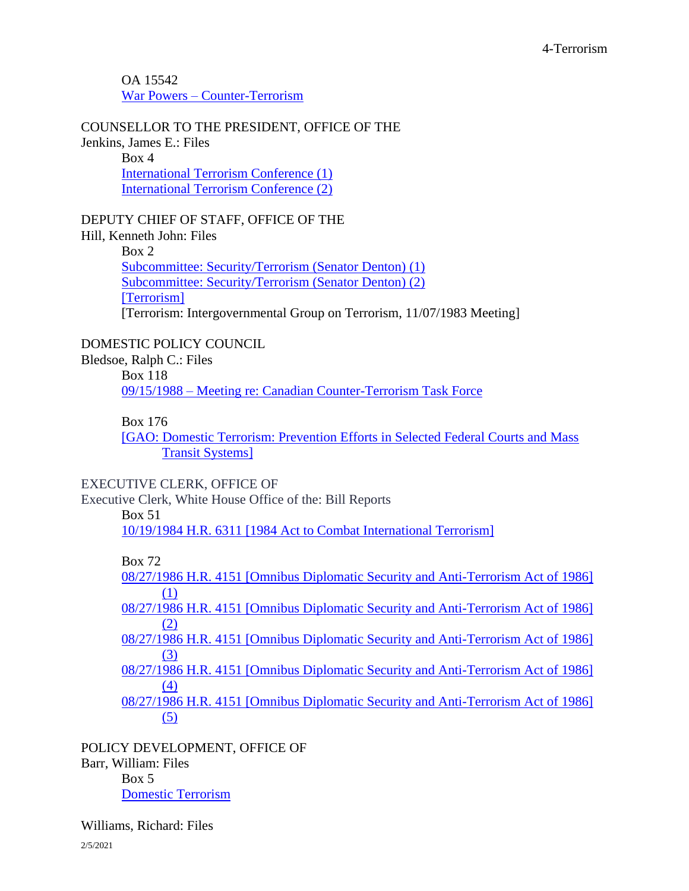OA 15542

War Powers – Counter-Terrorism

COUNSELLOR TO THE PRESIDENT, OFFICE OF THE

Jenkins, James E.: Files

Box 4

International Terrorism Conference (1)

International Terrorism Conference (2)

DEPUTY CHIEF OF STAFF, OFFICE OF THE

Hill, Kenneth John: Files

Box 2

Subcommittee: Security/Terrorism (Senator Denton) (1)

Subcommittee: Security/Terrorism (Senator Denton) (2)

[Terrorism]

[Terrorism: Intergovernmental Group on Terrorism, 11/07/1983 Meeting]

DOMESTIC POLICY COUNCIL

Bledsoe, Ralph C.: Files

Box 118

09/15/1988 – Meeting re: Canadian Counter-Terrorism Task Force

Box 176

[GAO: Domestic Terrorism: Prevention Efforts in Selected Federal Courts and Mass Transit Systems]

EXECUTIVE CLERK, OFFICE OF

Executive Clerk, White House Office of the: Bill Reports

Box 51

10/19/1984 H.R. 6311 [1984 Act to Combat International Terrorism]

Box 72

08/27/1986 H.R. 4151 [Omnibus Diplomatic Security and Anti-Terrorism Act of 1986] (1)

08/27/1986 H.R. 4151 [Omnibus Diplomatic Security and Anti-Terrorism Act of 1986] (2)

08/27/1986 H.R. 4151 [Omnibus Diplomatic Security and Anti-Terrorism Act of 1986] (3)

08/27/1986 H.R. 4151 [Omnibus Diplomatic Security and Anti-Terrorism Act of 1986] (4)

08/27/1986 H.R. 4151 [Omnibus Diplomatic Security and Anti-Terrorism Act of 1986] (5)

POLICY DEVELOPMENT, OFFICE OF

Barr, William: Files

Box 5

Domestic Terrorism

Williams, Richard: Files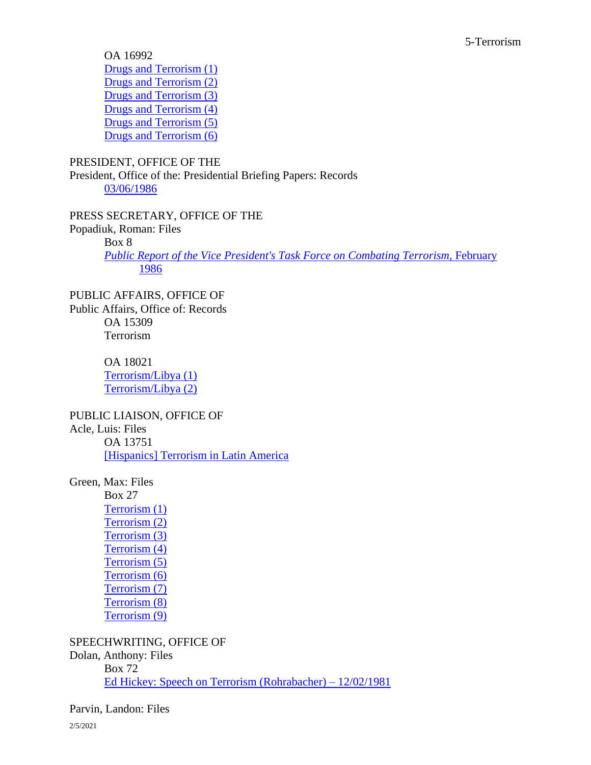OA 16992
Drugs and Terrorism (1)
Drugs and Terrorism (2)
Drugs and Terrorism (3)
Drugs and Terrorism (4)
Drugs and Terrorism (5)
Drugs and Terrorism (6)

PRESIDENT, OFFICE OF THE
President, Office of the: Presidential Briefing Papers: Records
03/06/1986

PRESS SECRETARY, OFFICE OF THE
Popadiuk, Roman: Files
Box 8
*Public Report of the Vice President's Task Force on Combating Terrorism*, February 1986

PUBLIC AFFAIRS, OFFICE OF
Public Affairs, Office of: Records
OA 15309
Terrorism

OA 18021
Terrorism/Libya (1)
Terrorism/Libya (2)

PUBLIC LIAISON, OFFICE OF
Acle, Luis: Files
OA 13751
[Hispanics] Terrorism in Latin America

Green, Max: Files
Box 27
Terrorism (1)
Terrorism (2)
Terrorism (3)
Terrorism (4)
Terrorism (5)
Terrorism (6)
Terrorism (7)
Terrorism (8)
Terrorism (9)

SPEECHWRITING, OFFICE OF
Dolan, Anthony: Files
Box 72
Ed Hickey: Speech on Terrorism (Rohrabacher) – 12/02/1981

Parvin, Landon: Files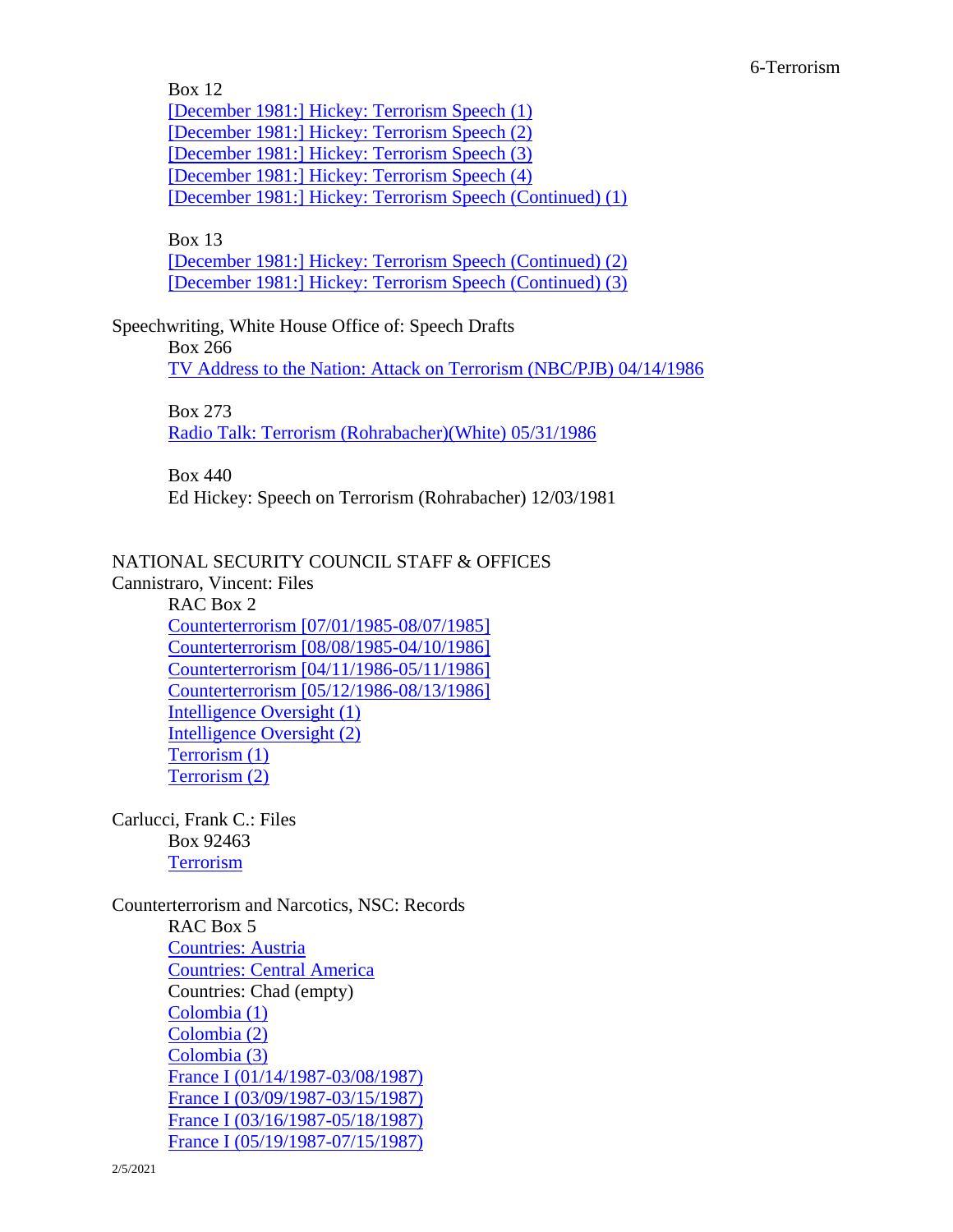Box 12

[December 1981:] Hickey: Terrorism Speech (1)
[December 1981:] Hickey: Terrorism Speech (2)
[December 1981:] Hickey: Terrorism Speech (3)
[December 1981:] Hickey: Terrorism Speech (4)
[December 1981:] Hickey: Terrorism Speech (Continued) (1)

Box 13

[December 1981:] Hickey: Terrorism Speech (Continued) (2)
[December 1981:] Hickey: Terrorism Speech (Continued) (3)

Speechwriting, White House Office of: Speech Drafts

Box 266

TV Address to the Nation: Attack on Terrorism (NBC/PJB) 04/14/1986

Box 273

Radio Talk: Terrorism (Rohrabacher)(White) 05/31/1986

Box 440

Ed Hickey: Speech on Terrorism (Rohrabacher) 12/03/1981

NATIONAL SECURITY COUNCIL STAFF & OFFICES

Cannistraro, Vincent: Files

RAC Box 2

Counterterrorism [07/01/1985-08/07/1985]
Counterterrorism [08/08/1985-04/10/1986]
Counterterrorism [04/11/1986-05/11/1986]
Counterterrorism [05/12/1986-08/13/1986]
Intelligence Oversight (1)
Intelligence Oversight (2)
Terrorism (1)
Terrorism (2)

Carlucci, Frank C.: Files

Box 92463

Terrorism

Counterterrorism and Narcotics, NSC: Records

RAC Box 5

Countries: Austria
Countries: Central America
Countries: Chad (empty)
Colombia (1)
Colombia (2)
Colombia (3)
France I (01/14/1987-03/08/1987)
France I (03/09/1987-03/15/1987)
France I (03/16/1987-05/18/1987)
France I (05/19/1987-07/15/1987)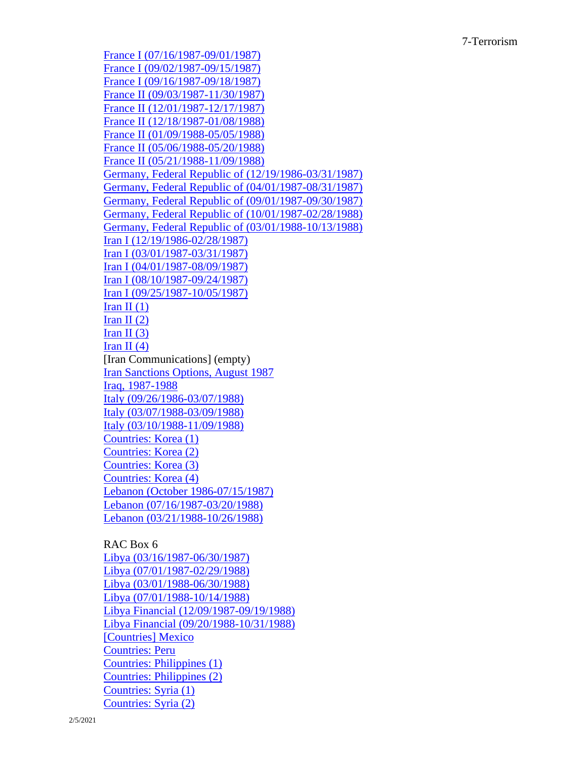France I (07/16/1987-09/01/1987)
France I (09/02/1987-09/15/1987)
France I (09/16/1987-09/18/1987)
France II (09/03/1987-11/30/1987)
France II (12/01/1987-12/17/1987)
France II (12/18/1987-01/08/1988)
France II (01/09/1988-05/05/1988)
France II (05/06/1988-05/20/1988)
France II (05/21/1988-11/09/1988)
Germany, Federal Republic of (12/19/1986-03/31/1987)
Germany, Federal Republic of (04/01/1987-08/31/1987)
Germany, Federal Republic of (09/01/1987-09/30/1987)
Germany, Federal Republic of (10/01/1987-02/28/1988)
Germany, Federal Republic of (03/01/1988-10/13/1988)
Iran I (12/19/1986-02/28/1987)
Iran I (03/01/1987-03/31/1987)
Iran I (04/01/1987-08/09/1987)
Iran I (08/10/1987-09/24/1987)
Iran I (09/25/1987-10/05/1987)
Iran II (1)
Iran II (2)
Iran II (3)
Iran II (4)
[Iran Communications] (empty)
Iran Sanctions Options, August 1987
Iraq, 1987-1988
Italy (09/26/1986-03/07/1988)
Italy (03/07/1988-03/09/1988)
Italy (03/10/1988-11/09/1988)
Countries: Korea (1)
Countries: Korea (2)
Countries: Korea (3)
Countries: Korea (4)
Lebanon (October 1986-07/15/1987)
Lebanon (07/16/1987-03/20/1988)
Lebanon (03/21/1988-10/26/1988)

RAC Box 6
Libya (03/16/1987-06/30/1987)
Libya (07/01/1987-02/29/1988)
Libya (03/01/1988-06/30/1988)
Libya (07/01/1988-10/14/1988)
Libya Financial (12/09/1987-09/19/1988)
Libya Financial (09/20/1988-10/31/1988)
[Countries] Mexico
Countries: Peru
Countries: Philippines (1)
Countries: Philippines (2)
Countries: Syria (1)
Countries: Syria (2)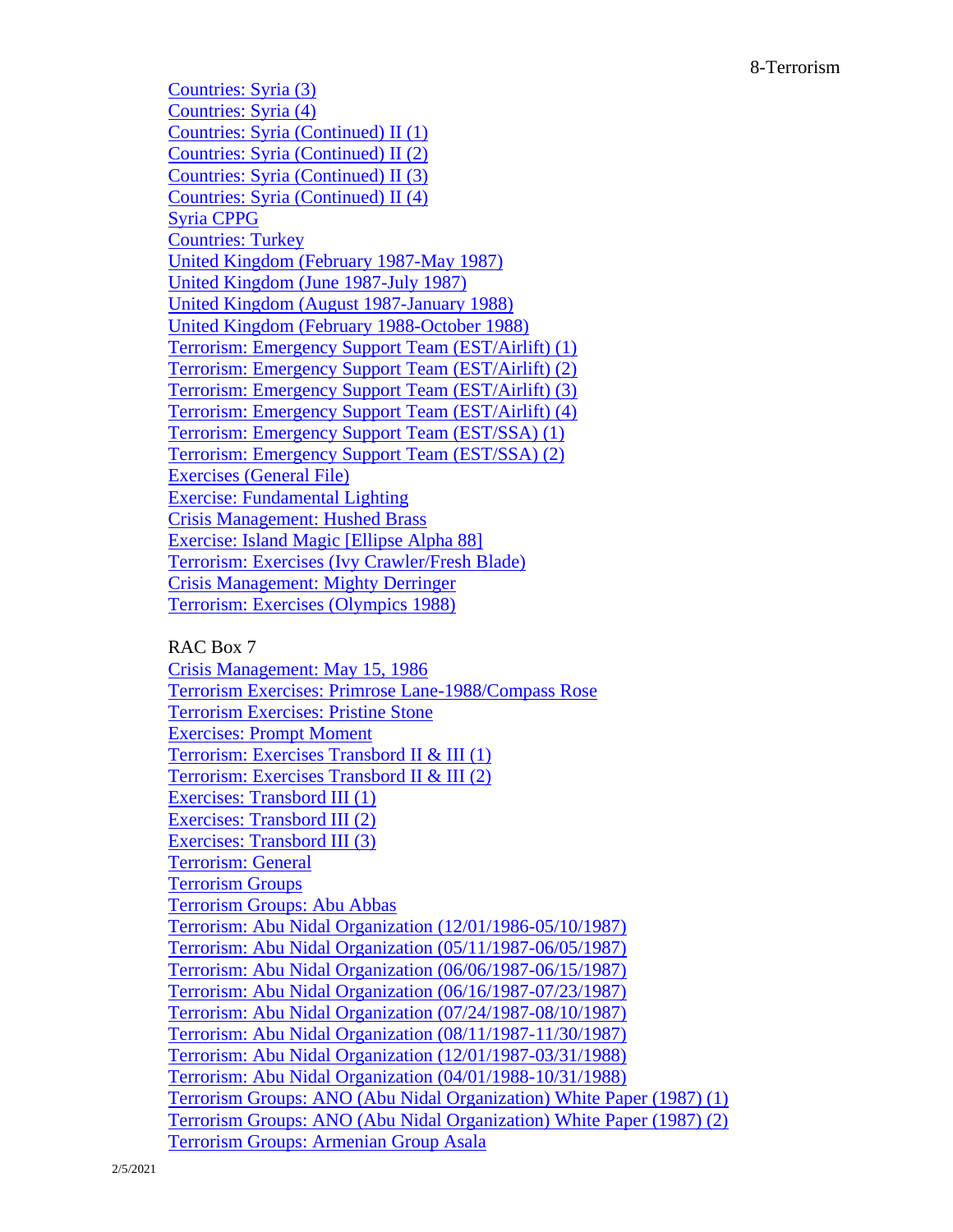Countries: Syria (3)
Countries: Syria (4)
Countries: Syria (Continued) II (1)
Countries: Syria (Continued) II (2)
Countries: Syria (Continued) II (3)
Countries: Syria (Continued) II (4)
Syria CPPG
Countries: Turkey
United Kingdom (February 1987-May 1987)
United Kingdom (June 1987-July 1987)
United Kingdom (August 1987-January 1988)
United Kingdom (February 1988-October 1988)
Terrorism: Emergency Support Team (EST/Airlift) (1)
Terrorism: Emergency Support Team (EST/Airlift) (2)
Terrorism: Emergency Support Team (EST/Airlift) (3)
Terrorism: Emergency Support Team (EST/Airlift) (4)
Terrorism: Emergency Support Team (EST/SSA) (1)
Terrorism: Emergency Support Team (EST/SSA) (2)
Exercises (General File)
Exercise: Fundamental Lighting
Crisis Management: Hushed Brass
Exercise: Island Magic [Ellipse Alpha 88]
Terrorism: Exercises (Ivy Crawler/Fresh Blade)
Crisis Management: Mighty Derringer
Terrorism: Exercises (Olympics 1988)

RAC Box 7

Crisis Management: May 15, 1986
Terrorism Exercises: Primrose Lane-1988/Compass Rose
Terrorism Exercises: Pristine Stone
Exercises: Prompt Moment
Terrorism: Exercises Transbord II & III (1)
Terrorism: Exercises Transbord II & III (2)
Exercises: Transbord III (1)
Exercises: Transbord III (2)
Exercises: Transbord III (3)
Terrorism: General
Terrorism Groups
Terrorism Groups: Abu Abbas
Terrorism: Abu Nidal Organization (12/01/1986-05/10/1987)
Terrorism: Abu Nidal Organization (05/11/1987-06/05/1987)
Terrorism: Abu Nidal Organization (06/06/1987-06/15/1987)
Terrorism: Abu Nidal Organization (06/16/1987-07/23/1987)
Terrorism: Abu Nidal Organization (07/24/1987-08/10/1987)
Terrorism: Abu Nidal Organization (08/11/1987-11/30/1987)
Terrorism: Abu Nidal Organization (12/01/1987-03/31/1988)
Terrorism: Abu Nidal Organization (04/01/1988-10/31/1988)
Terrorism Groups: ANO (Abu Nidal Organization) White Paper (1987) (1)
Terrorism Groups: ANO (Abu Nidal Organization) White Paper (1987) (2)
Terrorism Groups: Armenian Group Asala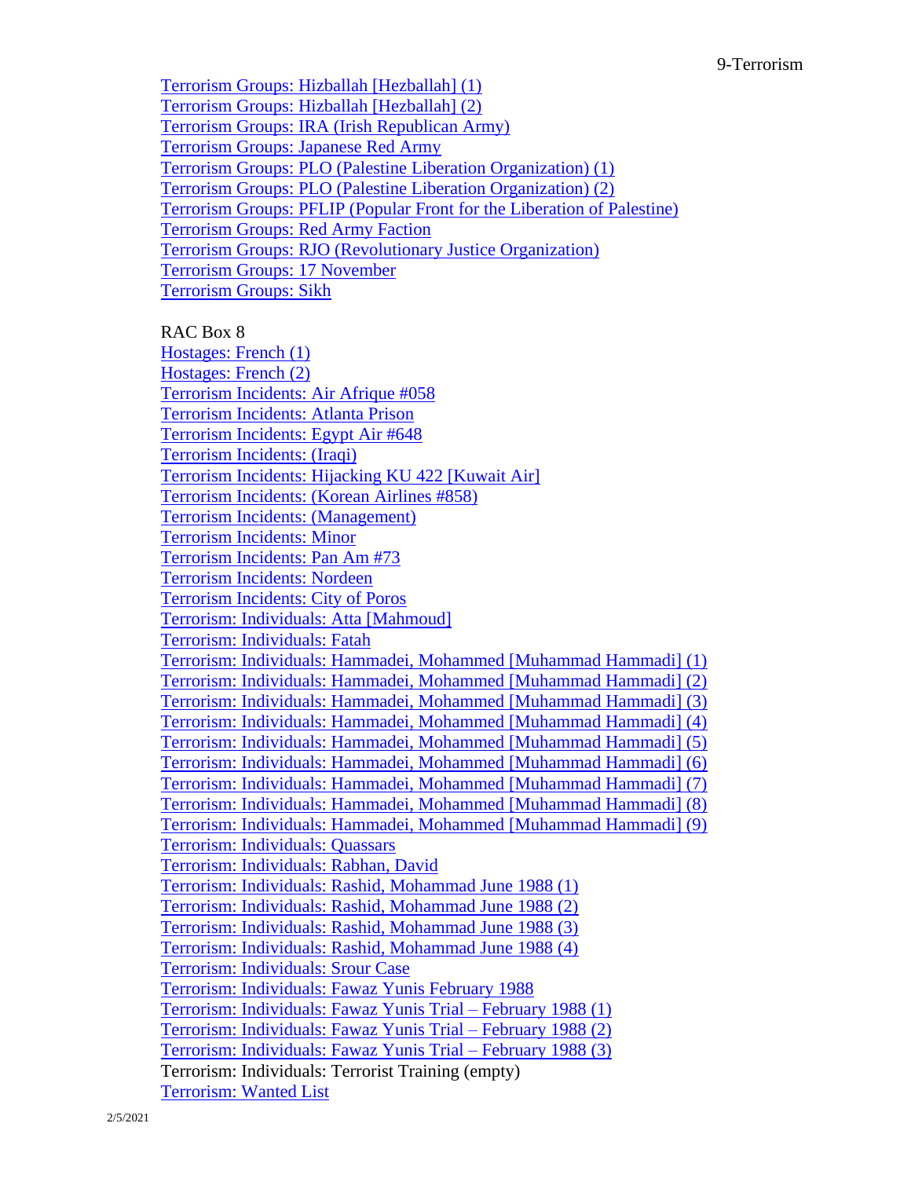Terrorism Groups: Hizballah [Hezballah] (1)
Terrorism Groups: Hizballah [Hezballah] (2)
Terrorism Groups: IRA (Irish Republican Army)
Terrorism Groups: Japanese Red Army
Terrorism Groups: PLO (Palestine Liberation Organization) (1)
Terrorism Groups: PLO (Palestine Liberation Organization) (2)
Terrorism Groups: PFLIP (Popular Front for the Liberation of Palestine)
Terrorism Groups: Red Army Faction
Terrorism Groups: RJO (Revolutionary Justice Organization)
Terrorism Groups: 17 November
Terrorism Groups: Sikh

RAC Box 8
Hostages: French (1)
Hostages: French (2)
Terrorism Incidents: Air Afrique #058
Terrorism Incidents: Atlanta Prison
Terrorism Incidents: Egypt Air #648
Terrorism Incidents: (Iraqi)
Terrorism Incidents: Hijacking KU 422 [Kuwait Air]
Terrorism Incidents: (Korean Airlines #858)
Terrorism Incidents: (Management)
Terrorism Incidents: Minor
Terrorism Incidents: Pan Am #73
Terrorism Incidents: Nordeen
Terrorism Incidents: City of Poros
Terrorism: Individuals: Atta [Mahmoud]
Terrorism: Individuals: Fatah
Terrorism: Individuals: Hammadei, Mohammed [Muhammad Hammadi] (1)
Terrorism: Individuals: Hammadei, Mohammed [Muhammad Hammadi] (2)
Terrorism: Individuals: Hammadei, Mohammed [Muhammad Hammadi] (3)
Terrorism: Individuals: Hammadei, Mohammed [Muhammad Hammadi] (4)
Terrorism: Individuals: Hammadei, Mohammed [Muhammad Hammadi] (5)
Terrorism: Individuals: Hammadei, Mohammed [Muhammad Hammadi] (6)
Terrorism: Individuals: Hammadei, Mohammed [Muhammad Hammadi] (7)
Terrorism: Individuals: Hammadei, Mohammed [Muhammad Hammadi] (8)
Terrorism: Individuals: Hammadei, Mohammed [Muhammad Hammadi] (9)
Terrorism: Individuals: Quassars
Terrorism: Individuals: Rabhan, David
Terrorism: Individuals: Rashid, Mohammad June 1988 (1)
Terrorism: Individuals: Rashid, Mohammad June 1988 (2)
Terrorism: Individuals: Rashid, Mohammad June 1988 (3)
Terrorism: Individuals: Rashid, Mohammad June 1988 (4)
Terrorism: Individuals: Srour Case
Terrorism: Individuals: Fawaz Yunis February 1988
Terrorism: Individuals: Fawaz Yunis Trial – February 1988 (1)
Terrorism: Individuals: Fawaz Yunis Trial – February 1988 (2)
Terrorism: Individuals: Fawaz Yunis Trial – February 1988 (3)
Terrorism: Individuals: Terrorist Training (empty)
Terrorism: Wanted List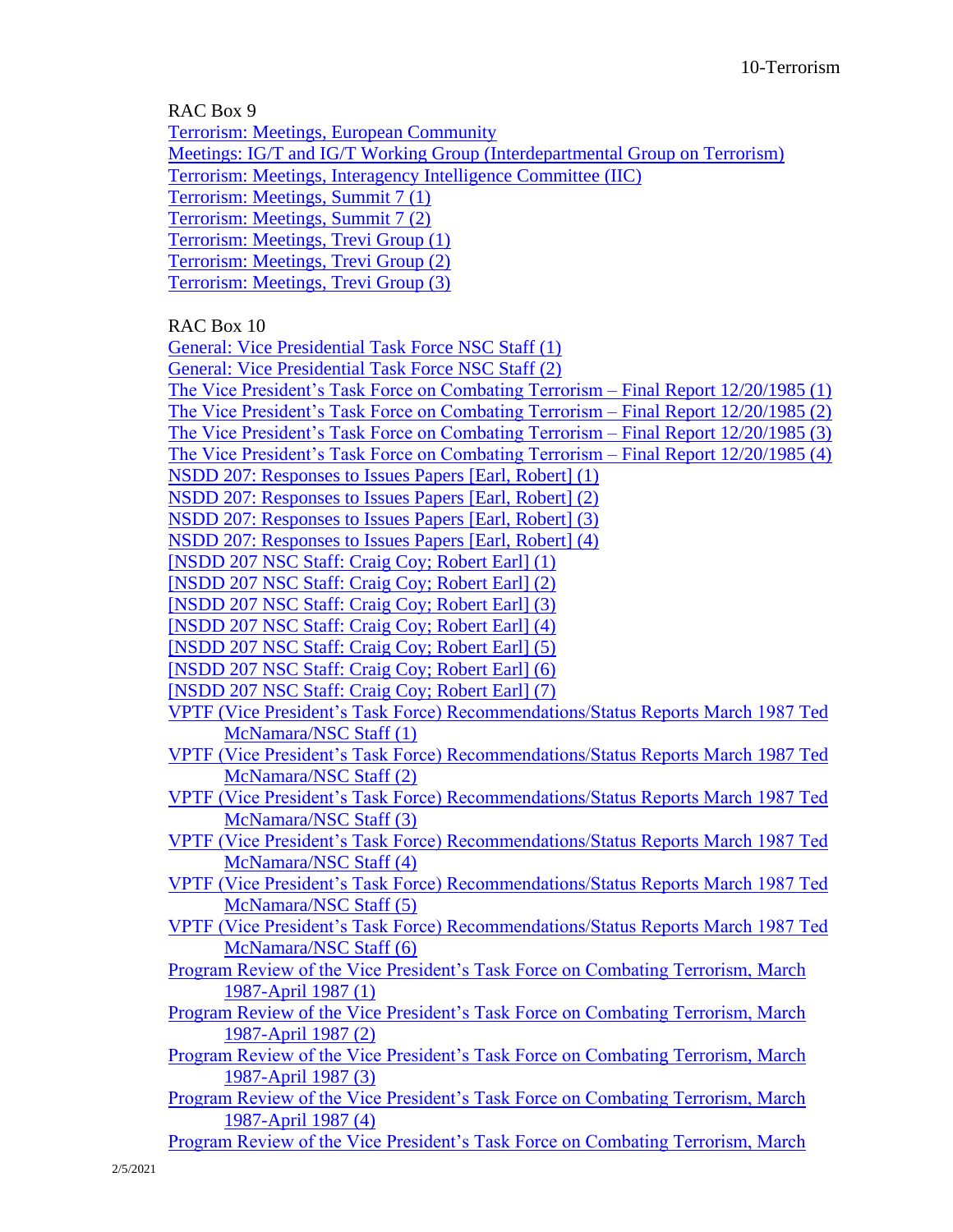RAC Box 9

Terrorism: Meetings, European Community
Meetings: IG/T and IG/T Working Group (Interdepartmental Group on Terrorism)
Terrorism: Meetings, Interagency Intelligence Committee (IIC)
Terrorism: Meetings, Summit 7 (1)
Terrorism: Meetings, Summit 7 (2)
Terrorism: Meetings, Trevi Group (1)
Terrorism: Meetings, Trevi Group (2)
Terrorism: Meetings, Trevi Group (3)

RAC Box 10

General: Vice Presidential Task Force NSC Staff (1)
General: Vice Presidential Task Force NSC Staff (2)
The Vice President's Task Force on Combating Terrorism – Final Report 12/20/1985 (1)
The Vice President's Task Force on Combating Terrorism – Final Report 12/20/1985 (2)
The Vice President's Task Force on Combating Terrorism – Final Report 12/20/1985 (3)
The Vice President's Task Force on Combating Terrorism – Final Report 12/20/1985 (4)
NSDD 207: Responses to Issues Papers [Earl, Robert] (1)
NSDD 207: Responses to Issues Papers [Earl, Robert] (2)
NSDD 207: Responses to Issues Papers [Earl, Robert] (3)
NSDD 207: Responses to Issues Papers [Earl, Robert] (4)
[NSDD 207 NSC Staff: Craig Coy; Robert Earl] (1)
[NSDD 207 NSC Staff: Craig Coy; Robert Earl] (2)
[NSDD 207 NSC Staff: Craig Coy; Robert Earl] (3)
[NSDD 207 NSC Staff: Craig Coy; Robert Earl] (4)
[NSDD 207 NSC Staff: Craig Coy; Robert Earl] (5)
[NSDD 207 NSC Staff: Craig Coy; Robert Earl] (6)
[NSDD 207 NSC Staff: Craig Coy; Robert Earl] (7)
VPTF (Vice President's Task Force) Recommendations/Status Reports March 1987 Ted McNamara/NSC Staff (1)
VPTF (Vice President's Task Force) Recommendations/Status Reports March 1987 Ted McNamara/NSC Staff (2)
VPTF (Vice President's Task Force) Recommendations/Status Reports March 1987 Ted McNamara/NSC Staff (3)
VPTF (Vice President's Task Force) Recommendations/Status Reports March 1987 Ted McNamara/NSC Staff (4)
VPTF (Vice President's Task Force) Recommendations/Status Reports March 1987 Ted McNamara/NSC Staff (5)
VPTF (Vice President's Task Force) Recommendations/Status Reports March 1987 Ted McNamara/NSC Staff (6)
Program Review of the Vice President's Task Force on Combating Terrorism, March 1987-April 1987 (1)
Program Review of the Vice President's Task Force on Combating Terrorism, March 1987-April 1987 (2)
Program Review of the Vice President's Task Force on Combating Terrorism, March 1987-April 1987 (3)
Program Review of the Vice President's Task Force on Combating Terrorism, March 1987-April 1987 (4)
Program Review of the Vice President's Task Force on Combating Terrorism, March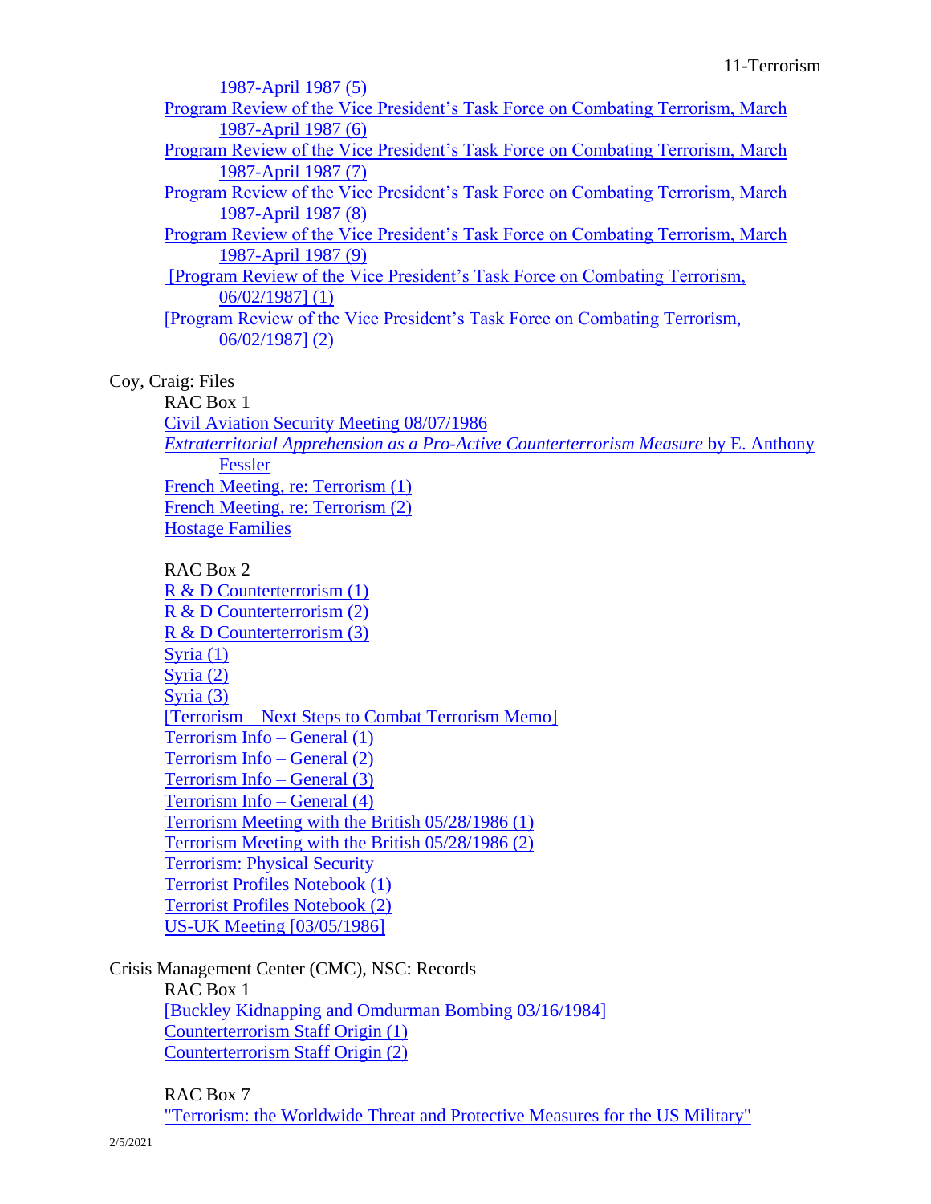1987-April 1987 (5)
Program Review of the Vice President's Task Force on Combating Terrorism, March 1987-April 1987 (6)
Program Review of the Vice President's Task Force on Combating Terrorism, March 1987-April 1987 (7)
Program Review of the Vice President's Task Force on Combating Terrorism, March 1987-April 1987 (8)
Program Review of the Vice President's Task Force on Combating Terrorism, March 1987-April 1987 (9)
[Program Review of the Vice President's Task Force on Combating Terrorism, 06/02/1987] (1)
[Program Review of the Vice President's Task Force on Combating Terrorism, 06/02/1987] (2)

Coy, Craig: Files

RAC Box 1

Civil Aviation Security Meeting 08/07/1986
*Extraterritorial Apprehension as a Pro-Active Counterterrorism Measure* by E. Anthony Fessler
French Meeting, re: Terrorism (1)
French Meeting, re: Terrorism (2)
Hostage Families

RAC Box 2

R & D Counterterrorism (1)
R & D Counterterrorism (2)
R & D Counterterrorism (3)
Syria (1)
Syria (2)
Syria (3)
[Terrorism – Next Steps to Combat Terrorism Memo]
Terrorism Info – General (1)
Terrorism Info – General (2)
Terrorism Info – General (3)
Terrorism Info – General (4)
Terrorism Meeting with the British 05/28/1986 (1)
Terrorism Meeting with the British 05/28/1986 (2)
Terrorism: Physical Security
Terrorist Profiles Notebook (1)
Terrorist Profiles Notebook (2)
US-UK Meeting [03/05/1986]

Crisis Management Center (CMC), NSC: Records

RAC Box 1

[Buckley Kidnapping and Omdurman Bombing 03/16/1984]
Counterterrorism Staff Origin (1)
Counterterrorism Staff Origin (2)

RAC Box 7

"Terrorism: the Worldwide Threat and Protective Measures for the US Military"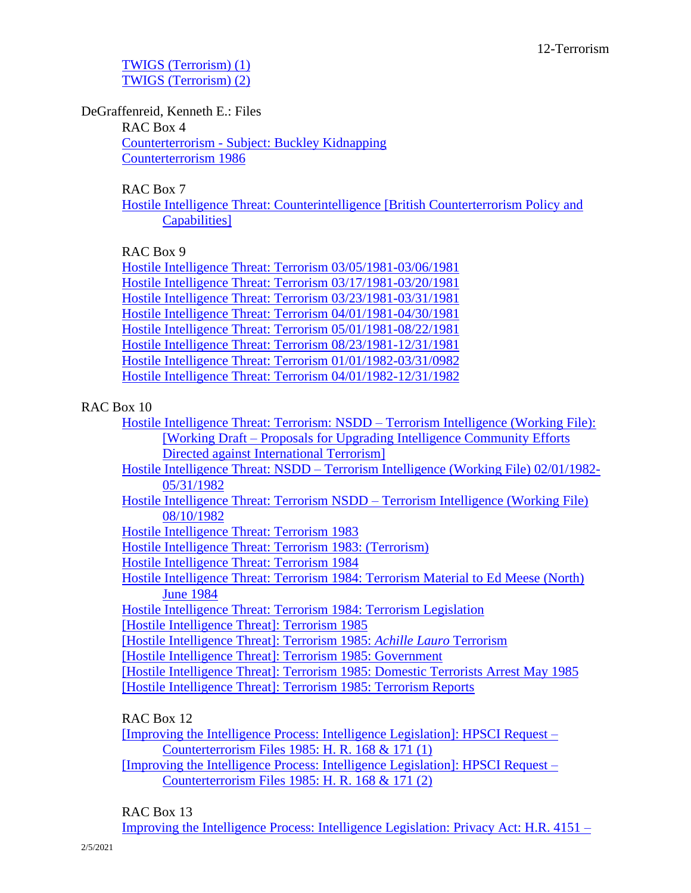TWIGS (Terrorism) (1)
TWIGS (Terrorism) (2)

DeGraffenreid, Kenneth E.: Files

RAC Box 4

Counterterrorism - Subject: Buckley Kidnapping
Counterterrorism 1986

RAC Box 7

Hostile Intelligence Threat: Counterintelligence [British Counterterrorism Policy and Capabilities]

RAC Box 9

Hostile Intelligence Threat: Terrorism 03/05/1981-03/06/1981
Hostile Intelligence Threat: Terrorism 03/17/1981-03/20/1981
Hostile Intelligence Threat: Terrorism 03/23/1981-03/31/1981
Hostile Intelligence Threat: Terrorism 04/01/1981-04/30/1981
Hostile Intelligence Threat: Terrorism 05/01/1981-08/22/1981
Hostile Intelligence Threat: Terrorism 08/23/1981-12/31/1981
Hostile Intelligence Threat: Terrorism 01/01/1982-03/31/0982
Hostile Intelligence Threat: Terrorism 04/01/1982-12/31/1982

RAC Box 10

Hostile Intelligence Threat: Terrorism: NSDD – Terrorism Intelligence (Working File): [Working Draft – Proposals for Upgrading Intelligence Community Efforts Directed against International Terrorism]
Hostile Intelligence Threat: NSDD – Terrorism Intelligence (Working File) 02/01/1982-05/31/1982
Hostile Intelligence Threat: Terrorism NSDD – Terrorism Intelligence (Working File) 08/10/1982
Hostile Intelligence Threat: Terrorism 1983
Hostile Intelligence Threat: Terrorism 1983: (Terrorism)
Hostile Intelligence Threat: Terrorism 1984
Hostile Intelligence Threat: Terrorism 1984: Terrorism Material to Ed Meese (North) June 1984
Hostile Intelligence Threat: Terrorism 1984: Terrorism Legislation
[Hostile Intelligence Threat]: Terrorism 1985
[Hostile Intelligence Threat]: Terrorism 1985: *Achille Lauro* Terrorism
[Hostile Intelligence Threat]: Terrorism 1985: Government
[Hostile Intelligence Threat]: Terrorism 1985: Domestic Terrorists Arrest May 1985
[Hostile Intelligence Threat]: Terrorism 1985: Terrorism Reports

RAC Box 12

[Improving the Intelligence Process: Intelligence Legislation]: HPSCI Request – Counterterrorism Files 1985: H. R. 168 & 171 (1)
[Improving the Intelligence Process: Intelligence Legislation]: HPSCI Request – Counterterrorism Files 1985: H. R. 168 & 171 (2)

RAC Box 13

Improving the Intelligence Process: Intelligence Legislation: Privacy Act: H.R. 4151 –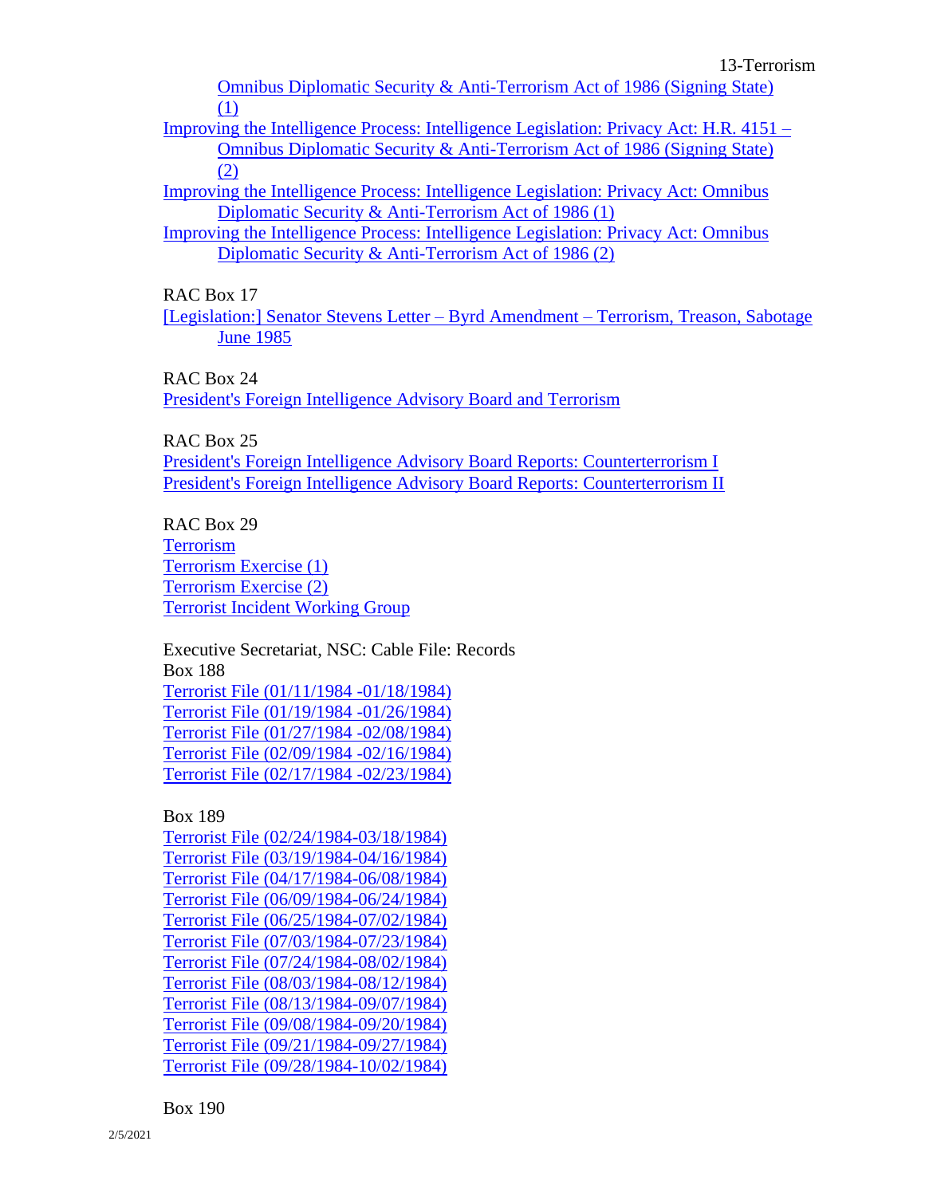Omnibus Diplomatic Security & Anti-Terrorism Act of 1986 (Signing State) (1)

Improving the Intelligence Process: Intelligence Legislation: Privacy Act: H.R. 4151 – Omnibus Diplomatic Security & Anti-Terrorism Act of 1986 (Signing State) (2)

Improving the Intelligence Process: Intelligence Legislation: Privacy Act: Omnibus Diplomatic Security & Anti-Terrorism Act of 1986 (1)

Improving the Intelligence Process: Intelligence Legislation: Privacy Act: Omnibus Diplomatic Security & Anti-Terrorism Act of 1986 (2)

RAC Box 17

[Legislation:] Senator Stevens Letter – Byrd Amendment – Terrorism, Treason, Sabotage June 1985

RAC Box 24

President's Foreign Intelligence Advisory Board and Terrorism

RAC Box 25

President's Foreign Intelligence Advisory Board Reports: Counterterrorism I
President's Foreign Intelligence Advisory Board Reports: Counterterrorism II

RAC Box 29

Terrorism
Terrorism Exercise (1)
Terrorism Exercise (2)
Terrorist Incident Working Group

Executive Secretariat, NSC: Cable File: Records

Box 188

Terrorist File (01/11/1984 -01/18/1984)
Terrorist File (01/19/1984 -01/26/1984)
Terrorist File (01/27/1984 -02/08/1984)
Terrorist File (02/09/1984 -02/16/1984)
Terrorist File (02/17/1984 -02/23/1984)

Box 189

Terrorist File (02/24/1984-03/18/1984)
Terrorist File (03/19/1984-04/16/1984)
Terrorist File (04/17/1984-06/08/1984)
Terrorist File (06/09/1984-06/24/1984)
Terrorist File (06/25/1984-07/02/1984)
Terrorist File (07/03/1984-07/23/1984)
Terrorist File (07/24/1984-08/02/1984)
Terrorist File (08/03/1984-08/12/1984)
Terrorist File (08/13/1984-09/07/1984)
Terrorist File (09/08/1984-09/20/1984)
Terrorist File (09/21/1984-09/27/1984)
Terrorist File (09/28/1984-10/02/1984)

Box 190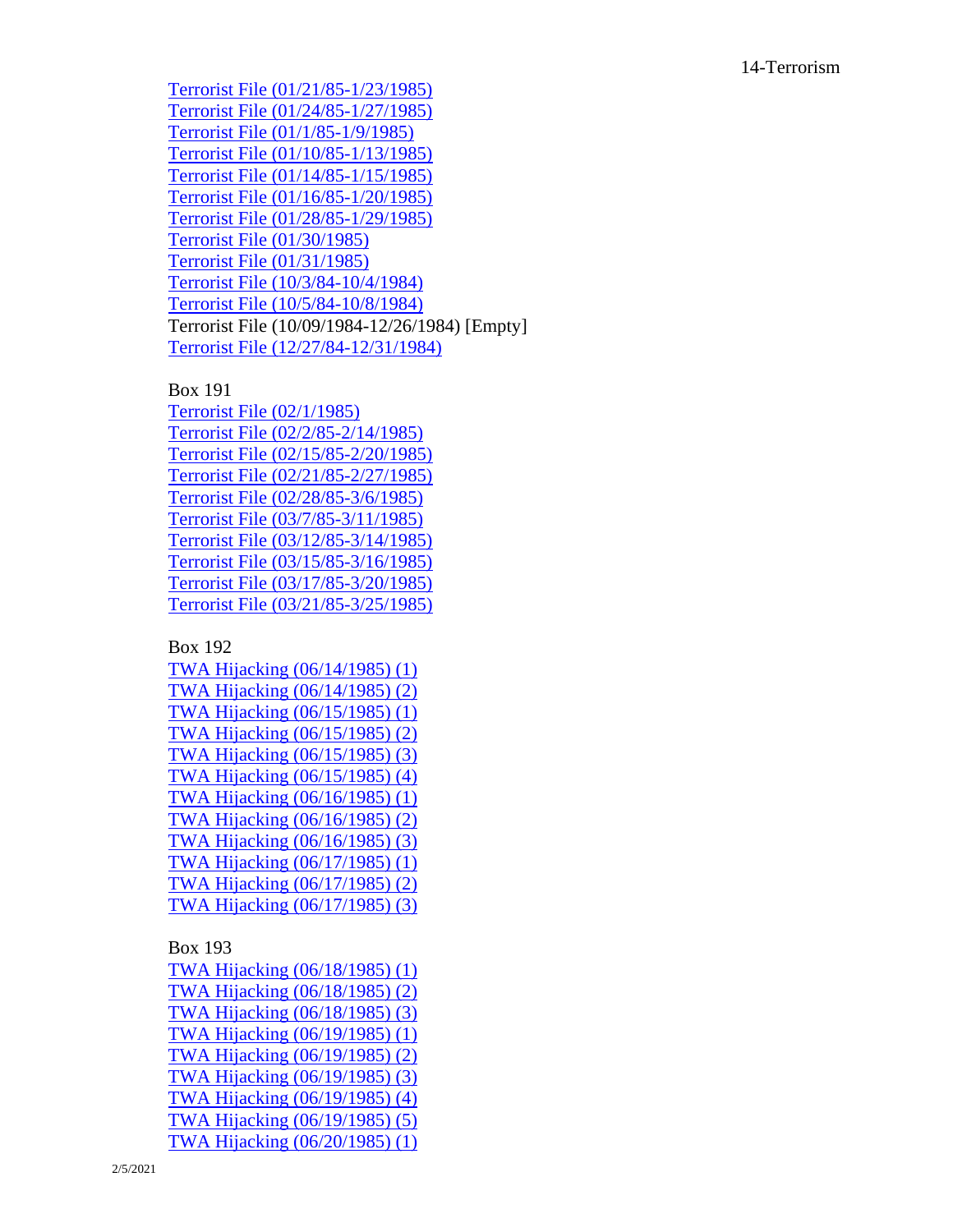Terrorist File (01/21/85-1/23/1985)
Terrorist File (01/24/85-1/27/1985)
Terrorist File (01/1/85-1/9/1985)
Terrorist File (01/10/85-1/13/1985)
Terrorist File (01/14/85-1/15/1985)
Terrorist File (01/16/85-1/20/1985)
Terrorist File (01/28/85-1/29/1985)
Terrorist File (01/30/1985)
Terrorist File (01/31/1985)
Terrorist File (10/3/84-10/4/1984)
Terrorist File (10/5/84-10/8/1984)
Terrorist File (10/09/1984-12/26/1984) [Empty]
Terrorist File (12/27/84-12/31/1984)

Box 191
Terrorist File (02/1/1985)
Terrorist File (02/2/85-2/14/1985)
Terrorist File (02/15/85-2/20/1985)
Terrorist File (02/21/85-2/27/1985)
Terrorist File (02/28/85-3/6/1985)
Terrorist File (03/7/85-3/11/1985)
Terrorist File (03/12/85-3/14/1985)
Terrorist File (03/15/85-3/16/1985)
Terrorist File (03/17/85-3/20/1985)
Terrorist File (03/21/85-3/25/1985)

Box 192
TWA Hijacking (06/14/1985) (1)
TWA Hijacking (06/14/1985) (2)
TWA Hijacking (06/15/1985) (1)
TWA Hijacking (06/15/1985) (2)
TWA Hijacking (06/15/1985) (3)
TWA Hijacking (06/15/1985) (4)
TWA Hijacking (06/16/1985) (1)
TWA Hijacking (06/16/1985) (2)
TWA Hijacking (06/16/1985) (3)
TWA Hijacking (06/17/1985) (1)
TWA Hijacking (06/17/1985) (2)
TWA Hijacking (06/17/1985) (3)

Box 193
TWA Hijacking (06/18/1985) (1)
TWA Hijacking (06/18/1985) (2)
TWA Hijacking (06/18/1985) (3)
TWA Hijacking (06/19/1985) (1)
TWA Hijacking (06/19/1985) (2)
TWA Hijacking (06/19/1985) (3)
TWA Hijacking (06/19/1985) (4)
TWA Hijacking (06/19/1985) (5)
TWA Hijacking (06/20/1985) (1)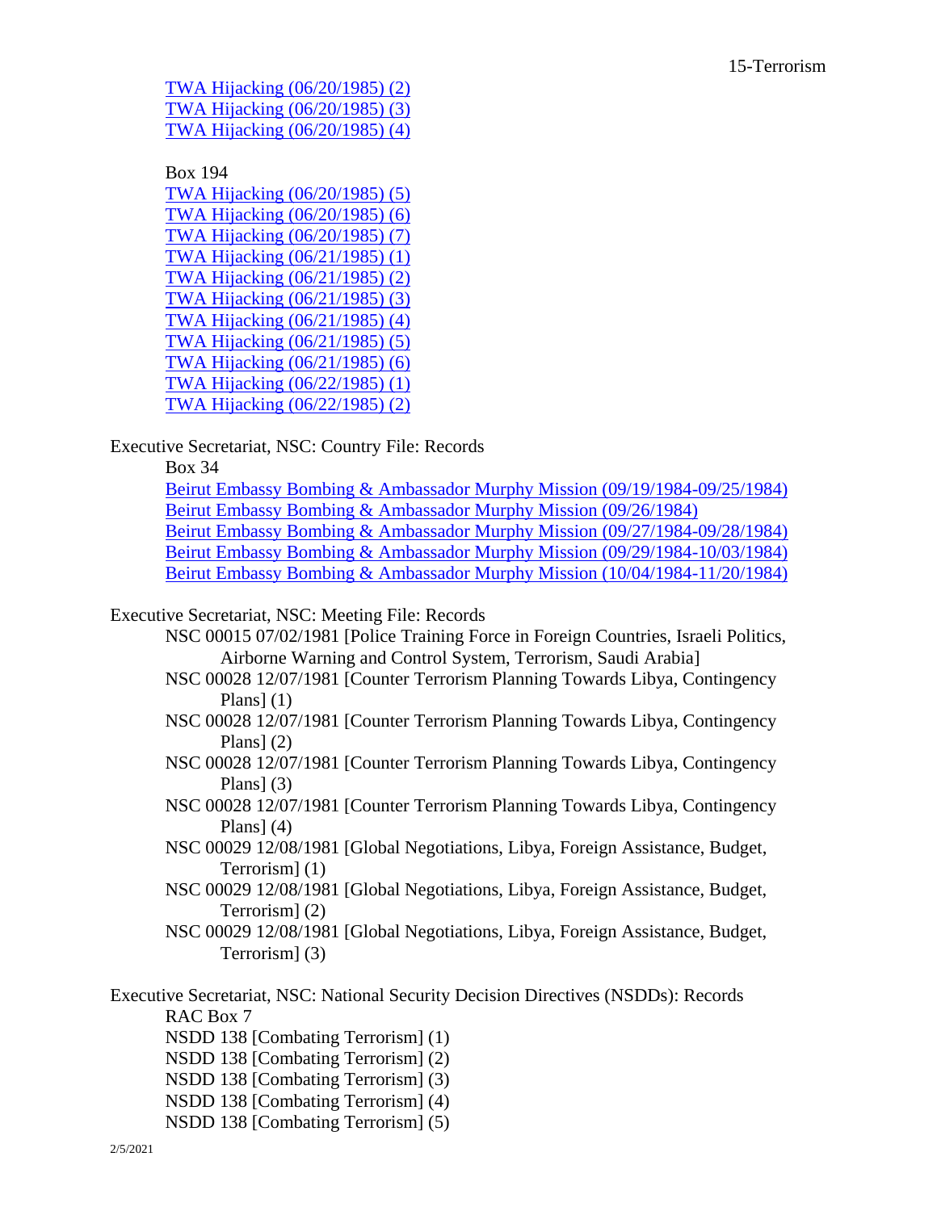TWA Hijacking (06/20/1985) (2)
TWA Hijacking (06/20/1985) (3)
TWA Hijacking (06/20/1985) (4)

Box 194
TWA Hijacking (06/20/1985) (5)
TWA Hijacking (06/20/1985) (6)
TWA Hijacking (06/20/1985) (7)
TWA Hijacking (06/21/1985) (1)
TWA Hijacking (06/21/1985) (2)
TWA Hijacking (06/21/1985) (3)
TWA Hijacking (06/21/1985) (4)
TWA Hijacking (06/21/1985) (5)
TWA Hijacking (06/21/1985) (6)
TWA Hijacking (06/22/1985) (1)
TWA Hijacking (06/22/1985) (2)

Executive Secretariat, NSC: Country File: Records

Box 34
Beirut Embassy Bombing & Ambassador Murphy Mission (09/19/1984-09/25/1984)
Beirut Embassy Bombing & Ambassador Murphy Mission (09/26/1984)
Beirut Embassy Bombing & Ambassador Murphy Mission (09/27/1984-09/28/1984)
Beirut Embassy Bombing & Ambassador Murphy Mission (09/29/1984-10/03/1984)
Beirut Embassy Bombing & Ambassador Murphy Mission (10/04/1984-11/20/1984)

Executive Secretariat, NSC: Meeting File: Records

NSC 00015 07/02/1981 [Police Training Force in Foreign Countries, Israeli Politics, Airborne Warning and Control System, Terrorism, Saudi Arabia]
NSC 00028 12/07/1981 [Counter Terrorism Planning Towards Libya, Contingency Plans] (1)
NSC 00028 12/07/1981 [Counter Terrorism Planning Towards Libya, Contingency Plans] (2)
NSC 00028 12/07/1981 [Counter Terrorism Planning Towards Libya, Contingency Plans] (3)
NSC 00028 12/07/1981 [Counter Terrorism Planning Towards Libya, Contingency Plans] (4)
NSC 00029 12/08/1981 [Global Negotiations, Libya, Foreign Assistance, Budget, Terrorism] (1)
NSC 00029 12/08/1981 [Global Negotiations, Libya, Foreign Assistance, Budget, Terrorism] (2)
NSC 00029 12/08/1981 [Global Negotiations, Libya, Foreign Assistance, Budget, Terrorism] (3)

Executive Secretariat, NSC: National Security Decision Directives (NSDDs): Records

RAC Box 7
NSDD 138 [Combating Terrorism] (1)
NSDD 138 [Combating Terrorism] (2)
NSDD 138 [Combating Terrorism] (3)
NSDD 138 [Combating Terrorism] (4)
NSDD 138 [Combating Terrorism] (5)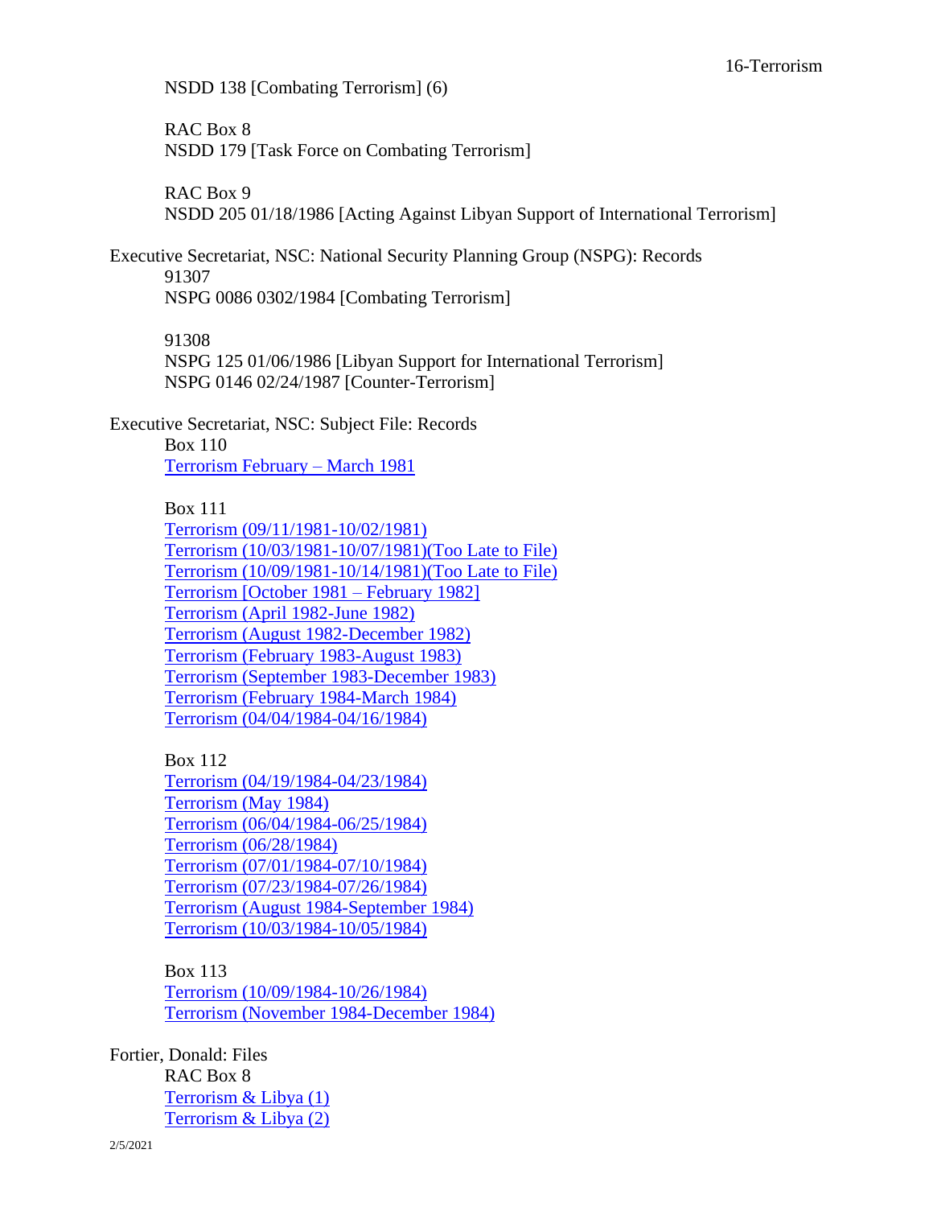NSDD 138 [Combating Terrorism] (6)

RAC Box 8
NSDD 179 [Task Force on Combating Terrorism]

RAC Box 9
NSDD 205 01/18/1986 [Acting Against Libyan Support of International Terrorism]

Executive Secretariat, NSC: National Security Planning Group (NSPG): Records

91307
NSPG 0086 0302/1984 [Combating Terrorism]

91308
NSPG 125 01/06/1986 [Libyan Support for International Terrorism]
NSPG 0146 02/24/1987 [Counter-Terrorism]

Executive Secretariat, NSC: Subject File: Records

Box 110
Terrorism February – March 1981

Box 111
Terrorism (09/11/1981-10/02/1981)
Terrorism (10/03/1981-10/07/1981)(Too Late to File)
Terrorism (10/09/1981-10/14/1981)(Too Late to File)
Terrorism [October 1981 – February 1982]
Terrorism (April 1982-June 1982)
Terrorism (August 1982-December 1982)
Terrorism (February 1983-August 1983)
Terrorism (September 1983-December 1983)
Terrorism (February 1984-March 1984)
Terrorism (04/04/1984-04/16/1984)

Box 112
Terrorism (04/19/1984-04/23/1984)
Terrorism (May 1984)
Terrorism (06/04/1984-06/25/1984)
Terrorism (06/28/1984)
Terrorism (07/01/1984-07/10/1984)
Terrorism (07/23/1984-07/26/1984)
Terrorism (August 1984-September 1984)
Terrorism (10/03/1984-10/05/1984)

Box 113
Terrorism (10/09/1984-10/26/1984)
Terrorism (November 1984-December 1984)

Fortier, Donald: Files

RAC Box 8
Terrorism & Libya (1)
Terrorism & Libya (2)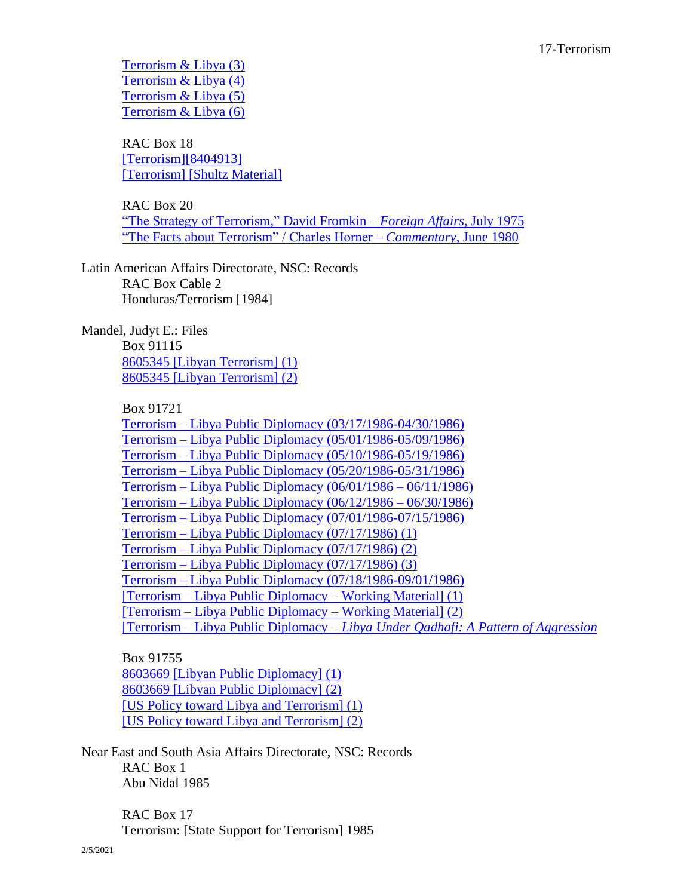Terrorism & Libya (3)
Terrorism & Libya (4)
Terrorism & Libya (5)
Terrorism & Libya (6)

RAC Box 18
[Terrorism][8404913]
[Terrorism] [Shultz Material]

RAC Box 20
"The Strategy of Terrorism," David Fromkin – *Foreign Affairs*, July 1975
"The Facts about Terrorism" / Charles Horner – *Commentary*, June 1980

Latin American Affairs Directorate, NSC: Records
RAC Box Cable 2
Honduras/Terrorism [1984]

Mandel, Judyt E.: Files
Box 91115
8605345 [Libyan Terrorism] (1)
8605345 [Libyan Terrorism] (2)

Box 91721
Terrorism – Libya Public Diplomacy (03/17/1986-04/30/1986)
Terrorism – Libya Public Diplomacy (05/01/1986-05/09/1986)
Terrorism – Libya Public Diplomacy (05/10/1986-05/19/1986)
Terrorism – Libya Public Diplomacy (05/20/1986-05/31/1986)
Terrorism – Libya Public Diplomacy (06/01/1986 – 06/11/1986)
Terrorism – Libya Public Diplomacy (06/12/1986 – 06/30/1986)
Terrorism – Libya Public Diplomacy (07/01/1986-07/15/1986)
Terrorism – Libya Public Diplomacy (07/17/1986) (1)
Terrorism – Libya Public Diplomacy (07/17/1986) (2)
Terrorism – Libya Public Diplomacy (07/17/1986) (3)
Terrorism – Libya Public Diplomacy (07/18/1986-09/01/1986)
[Terrorism – Libya Public Diplomacy – Working Material] (1)
[Terrorism – Libya Public Diplomacy – Working Material] (2)
[Terrorism – Libya Public Diplomacy – *Libya Under Qadhafi: A Pattern of Aggression*

Box 91755
8603669 [Libyan Public Diplomacy] (1)
8603669 [Libyan Public Diplomacy] (2)
[US Policy toward Libya and Terrorism] (1)
[US Policy toward Libya and Terrorism] (2)

Near East and South Asia Affairs Directorate, NSC: Records
RAC Box 1
Abu Nidal 1985

RAC Box 17
Terrorism: [State Support for Terrorism] 1985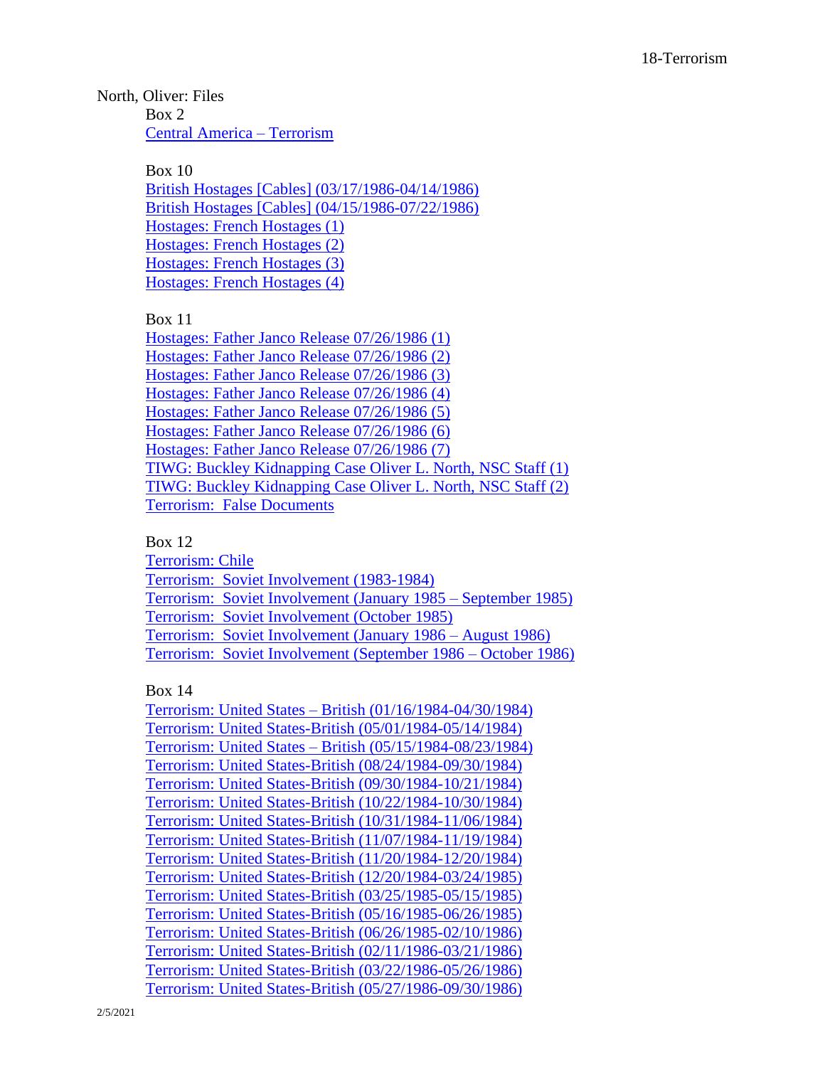North, Oliver: Files

Box 2

Central America – Terrorism

Box 10

British Hostages [Cables] (03/17/1986-04/14/1986)
British Hostages [Cables] (04/15/1986-07/22/1986)
Hostages: French Hostages (1)
Hostages: French Hostages (2)
Hostages: French Hostages (3)
Hostages: French Hostages (4)

Box 11

Hostages: Father Janco Release 07/26/1986 (1)
Hostages: Father Janco Release 07/26/1986 (2)
Hostages: Father Janco Release 07/26/1986 (3)
Hostages: Father Janco Release 07/26/1986 (4)
Hostages: Father Janco Release 07/26/1986 (5)
Hostages: Father Janco Release 07/26/1986 (6)
Hostages: Father Janco Release 07/26/1986 (7)
TIWG: Buckley Kidnapping Case Oliver L. North, NSC Staff (1)
TIWG: Buckley Kidnapping Case Oliver L. North, NSC Staff (2)
Terrorism: False Documents

Box 12

Terrorism: Chile
Terrorism: Soviet Involvement (1983-1984)
Terrorism: Soviet Involvement (January 1985 – September 1985)
Terrorism: Soviet Involvement (October 1985)
Terrorism: Soviet Involvement (January 1986 – August 1986)
Terrorism: Soviet Involvement (September 1986 – October 1986)

Box 14

Terrorism: United States – British (01/16/1984-04/30/1984)
Terrorism: United States-British (05/01/1984-05/14/1984)
Terrorism: United States – British (05/15/1984-08/23/1984)
Terrorism: United States-British (08/24/1984-09/30/1984)
Terrorism: United States-British (09/30/1984-10/21/1984)
Terrorism: United States-British (10/22/1984-10/30/1984)
Terrorism: United States-British (10/31/1984-11/06/1984)
Terrorism: United States-British (11/07/1984-11/19/1984)
Terrorism: United States-British (11/20/1984-12/20/1984)
Terrorism: United States-British (12/20/1984-03/24/1985)
Terrorism: United States-British (03/25/1985-05/15/1985)
Terrorism: United States-British (05/16/1985-06/26/1985)
Terrorism: United States-British (06/26/1985-02/10/1986)
Terrorism: United States-British (02/11/1986-03/21/1986)
Terrorism: United States-British (03/22/1986-05/26/1986)
Terrorism: United States-British (05/27/1986-09/30/1986)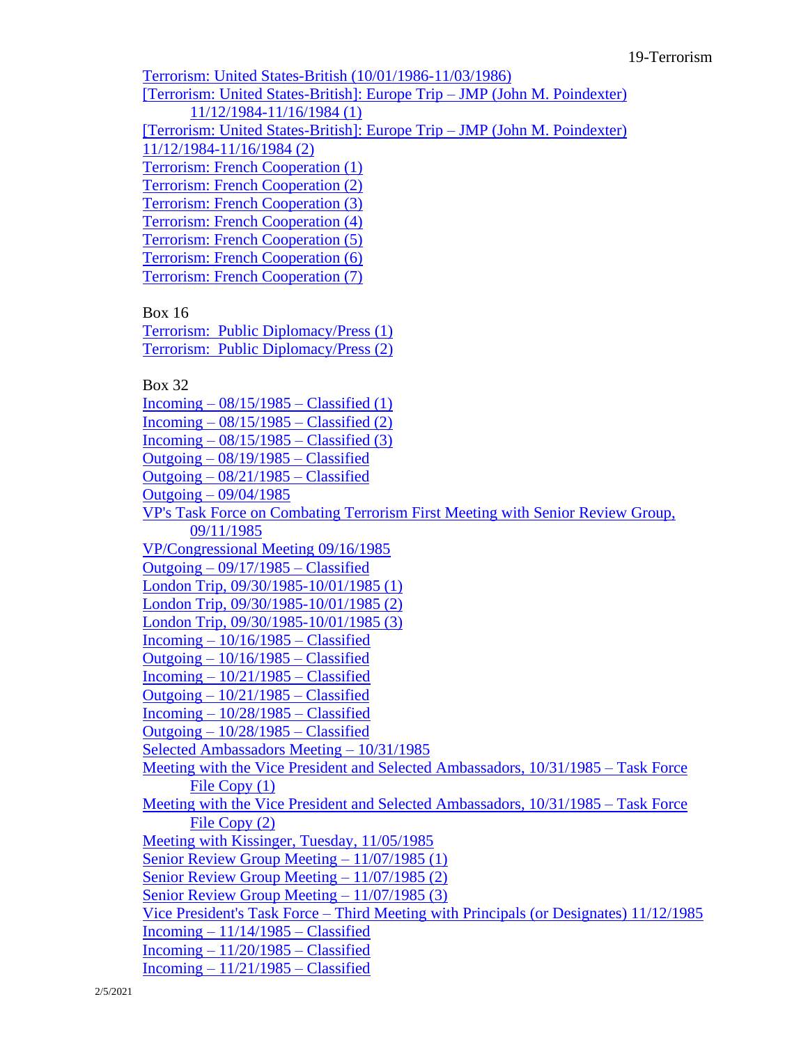Terrorism: United States-British (10/01/1986-11/03/1986)
[Terrorism: United States-British]: Europe Trip – JMP (John M. Poindexter) 11/12/1984-11/16/1984 (1)
[Terrorism: United States-British]: Europe Trip – JMP (John M. Poindexter) 11/12/1984-11/16/1984 (2)
Terrorism: French Cooperation (1)
Terrorism: French Cooperation (2)
Terrorism: French Cooperation (3)
Terrorism: French Cooperation (4)
Terrorism: French Cooperation (5)
Terrorism: French Cooperation (6)
Terrorism: French Cooperation (7)

Box 16
Terrorism: Public Diplomacy/Press (1)
Terrorism: Public Diplomacy/Press (2)

Box 32
Incoming – 08/15/1985 – Classified (1)
Incoming – 08/15/1985 – Classified (2)
Incoming – 08/15/1985 – Classified (3)
Outgoing – 08/19/1985 – Classified
Outgoing – 08/21/1985 – Classified
Outgoing – 09/04/1985
VP's Task Force on Combating Terrorism First Meeting with Senior Review Group, 09/11/1985
VP/Congressional Meeting 09/16/1985
Outgoing – 09/17/1985 – Classified
London Trip, 09/30/1985-10/01/1985 (1)
London Trip, 09/30/1985-10/01/1985 (2)
London Trip, 09/30/1985-10/01/1985 (3)
Incoming – 10/16/1985 – Classified
Outgoing – 10/16/1985 – Classified
Incoming – 10/21/1985 – Classified
Outgoing – 10/21/1985 – Classified
Incoming – 10/28/1985 – Classified
Outgoing – 10/28/1985 – Classified
Selected Ambassadors Meeting – 10/31/1985
Meeting with the Vice President and Selected Ambassadors, 10/31/1985 – Task Force File Copy (1)
Meeting with the Vice President and Selected Ambassadors, 10/31/1985 – Task Force File Copy (2)
Meeting with Kissinger, Tuesday, 11/05/1985
Senior Review Group Meeting – 11/07/1985 (1)
Senior Review Group Meeting – 11/07/1985 (2)
Senior Review Group Meeting – 11/07/1985 (3)
Vice President's Task Force – Third Meeting with Principals (or Designates) 11/12/1985
Incoming – 11/14/1985 – Classified
Incoming – 11/20/1985 – Classified
Incoming – 11/21/1985 – Classified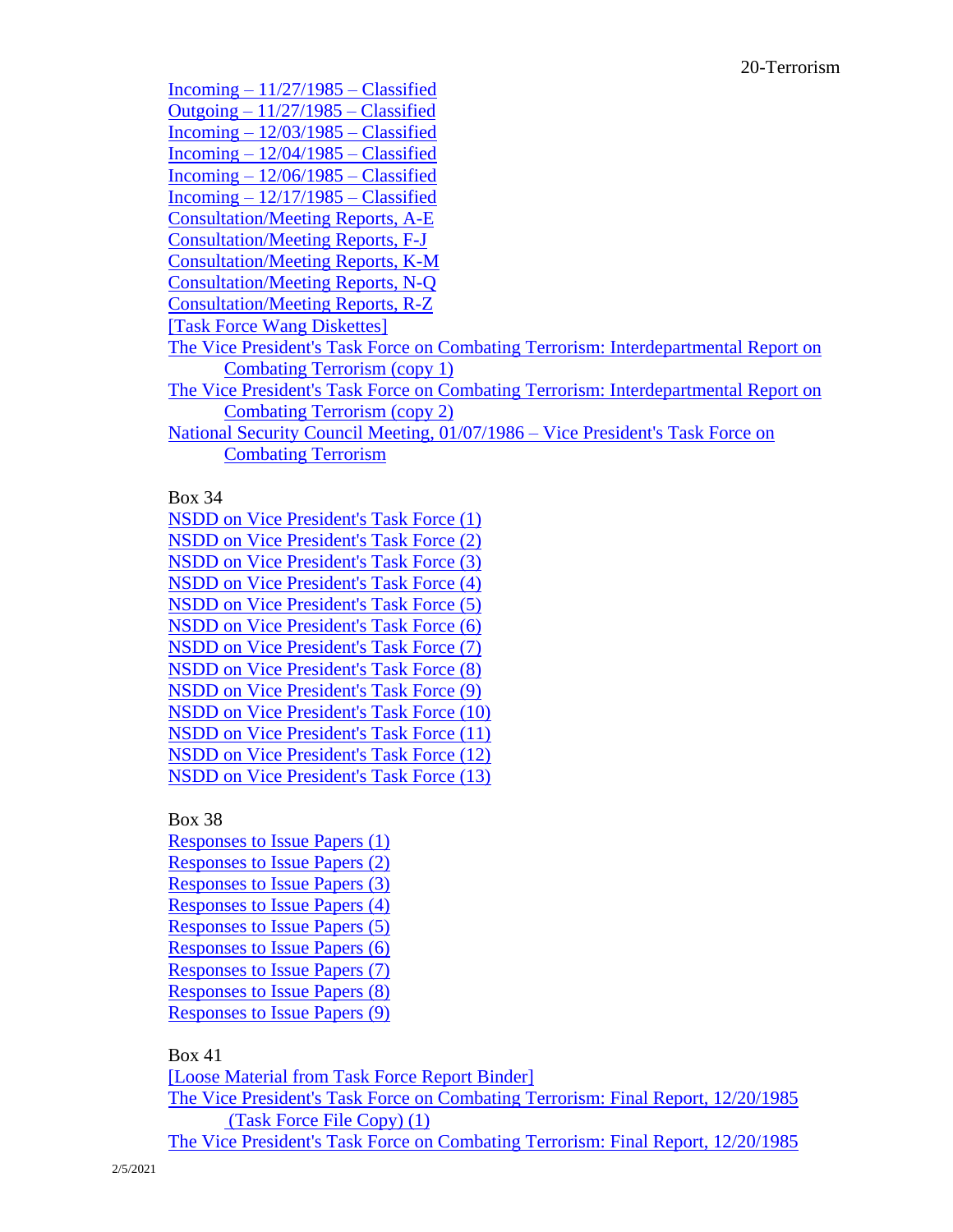Incoming – 11/27/1985 – Classified
Outgoing – 11/27/1985 – Classified
Incoming – 12/03/1985 – Classified
Incoming – 12/04/1985 – Classified
Incoming – 12/06/1985 – Classified
Incoming – 12/17/1985 – Classified
Consultation/Meeting Reports, A-E
Consultation/Meeting Reports, F-J
Consultation/Meeting Reports, K-M
Consultation/Meeting Reports, N-Q
Consultation/Meeting Reports, R-Z
[Task Force Wang Diskettes]
The Vice President's Task Force on Combating Terrorism: Interdepartmental Report on Combating Terrorism (copy 1)
The Vice President's Task Force on Combating Terrorism: Interdepartmental Report on Combating Terrorism (copy 2)
National Security Council Meeting, 01/07/1986 – Vice President's Task Force on Combating Terrorism

Box 34
NSDD on Vice President's Task Force (1)
NSDD on Vice President's Task Force (2)
NSDD on Vice President's Task Force (3)
NSDD on Vice President's Task Force (4)
NSDD on Vice President's Task Force (5)
NSDD on Vice President's Task Force (6)
NSDD on Vice President's Task Force (7)
NSDD on Vice President's Task Force (8)
NSDD on Vice President's Task Force (9)
NSDD on Vice President's Task Force (10)
NSDD on Vice President's Task Force (11)
NSDD on Vice President's Task Force (12)
NSDD on Vice President's Task Force (13)

Box 38
Responses to Issue Papers (1)
Responses to Issue Papers (2)
Responses to Issue Papers (3)
Responses to Issue Papers (4)
Responses to Issue Papers (5)
Responses to Issue Papers (6)
Responses to Issue Papers (7)
Responses to Issue Papers (8)
Responses to Issue Papers (9)

Box 41
[Loose Material from Task Force Report Binder]
The Vice President's Task Force on Combating Terrorism: Final Report, 12/20/1985 (Task Force File Copy) (1)
The Vice President's Task Force on Combating Terrorism: Final Report, 12/20/1985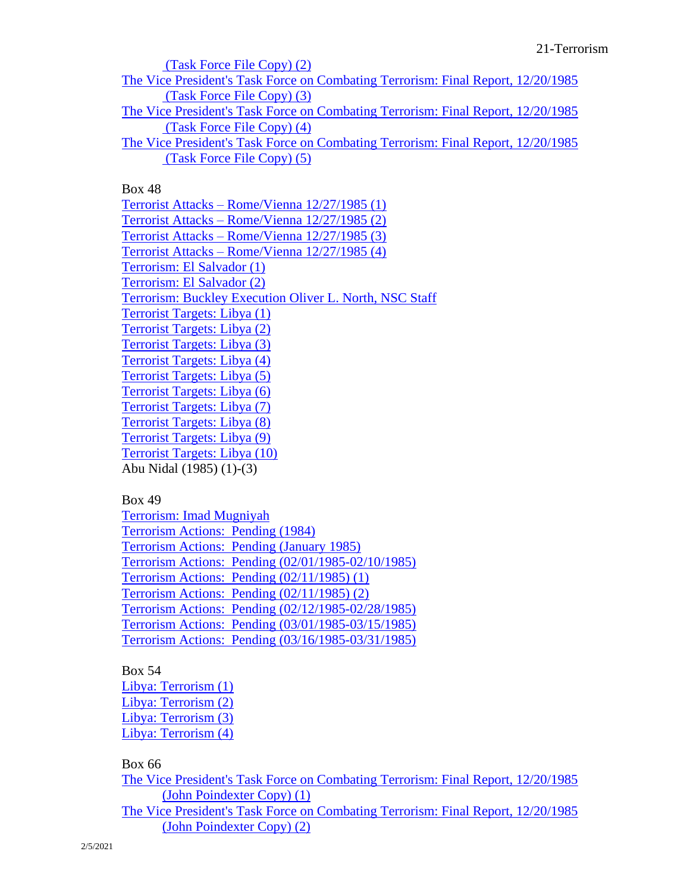(Task Force File Copy) (2)

The Vice President's Task Force on Combating Terrorism: Final Report, 12/20/1985 (Task Force File Copy) (3)

The Vice President's Task Force on Combating Terrorism: Final Report, 12/20/1985 (Task Force File Copy) (4)

The Vice President's Task Force on Combating Terrorism: Final Report, 12/20/1985 (Task Force File Copy) (5)

Box 48

Terrorist Attacks – Rome/Vienna 12/27/1985 (1)
Terrorist Attacks – Rome/Vienna 12/27/1985 (2)
Terrorist Attacks – Rome/Vienna 12/27/1985 (3)
Terrorist Attacks – Rome/Vienna 12/27/1985 (4)
Terrorism: El Salvador (1)
Terrorism: El Salvador (2)
Terrorism: Buckley Execution Oliver L. North, NSC Staff
Terrorist Targets: Libya (1)
Terrorist Targets: Libya (2)
Terrorist Targets: Libya (3)
Terrorist Targets: Libya (4)
Terrorist Targets: Libya (5)
Terrorist Targets: Libya (6)
Terrorist Targets: Libya (7)
Terrorist Targets: Libya (8)
Terrorist Targets: Libya (9)
Terrorist Targets: Libya (10)
Abu Nidal (1985) (1)-(3)

Box 49

Terrorism: Imad Mugniyah
Terrorism Actions: Pending (1984)
Terrorism Actions: Pending (January 1985)
Terrorism Actions: Pending (02/01/1985-02/10/1985)
Terrorism Actions: Pending (02/11/1985) (1)
Terrorism Actions: Pending (02/11/1985) (2)
Terrorism Actions: Pending (02/12/1985-02/28/1985)
Terrorism Actions: Pending (03/01/1985-03/15/1985)
Terrorism Actions: Pending (03/16/1985-03/31/1985)

Box 54

Libya: Terrorism (1)
Libya: Terrorism (2)
Libya: Terrorism (3)
Libya: Terrorism (4)

Box 66

The Vice President's Task Force on Combating Terrorism: Final Report, 12/20/1985 (John Poindexter Copy) (1)

The Vice President's Task Force on Combating Terrorism: Final Report, 12/20/1985 (John Poindexter Copy) (2)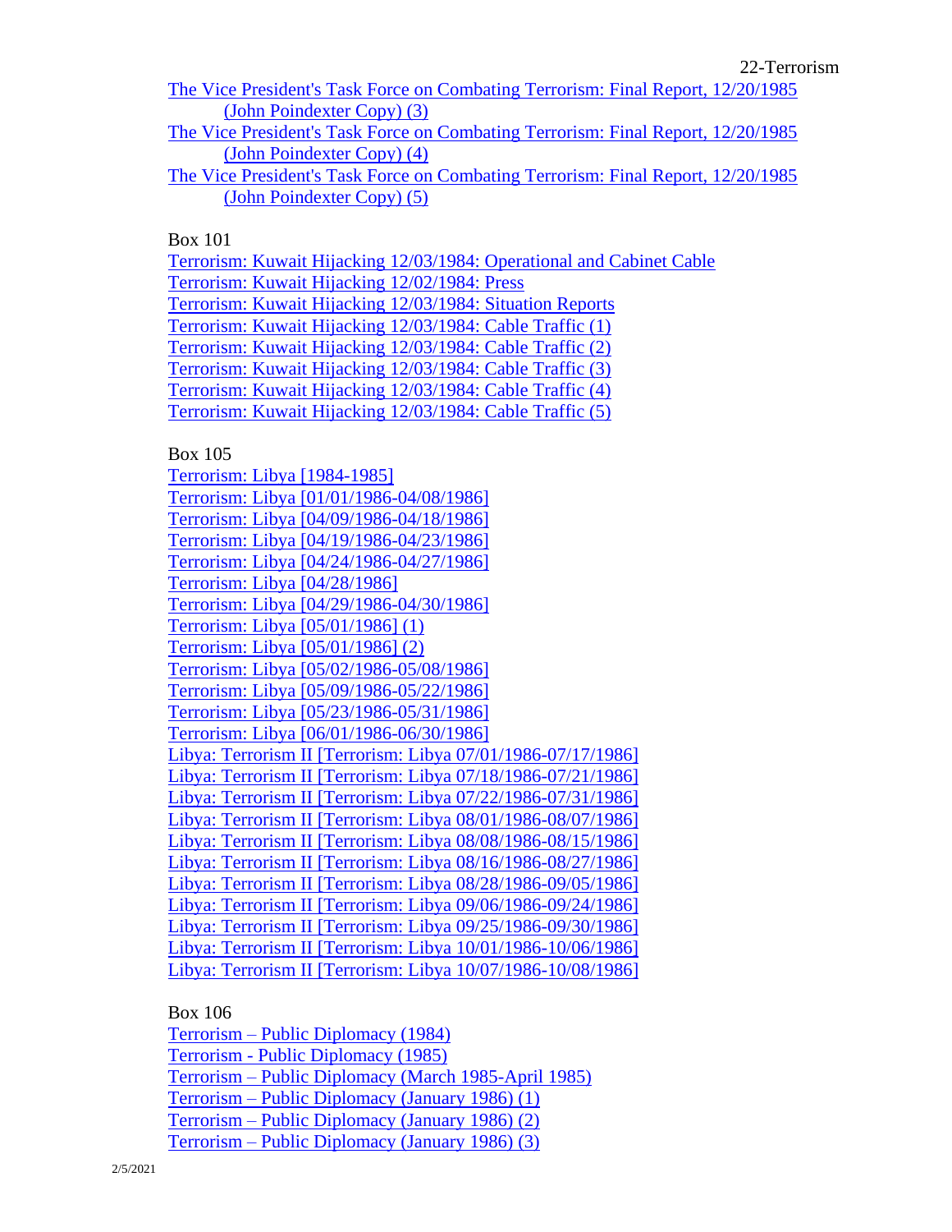The Vice President's Task Force on Combating Terrorism: Final Report, 12/20/1985 (John Poindexter Copy) (3)
The Vice President's Task Force on Combating Terrorism: Final Report, 12/20/1985 (John Poindexter Copy) (4)
The Vice President's Task Force on Combating Terrorism: Final Report, 12/20/1985 (John Poindexter Copy) (5)

Box 101

Terrorism: Kuwait Hijacking 12/03/1984: Operational and Cabinet Cable
Terrorism: Kuwait Hijacking 12/02/1984: Press
Terrorism: Kuwait Hijacking 12/03/1984: Situation Reports
Terrorism: Kuwait Hijacking 12/03/1984: Cable Traffic (1)
Terrorism: Kuwait Hijacking 12/03/1984: Cable Traffic (2)
Terrorism: Kuwait Hijacking 12/03/1984: Cable Traffic (3)
Terrorism: Kuwait Hijacking 12/03/1984: Cable Traffic (4)
Terrorism: Kuwait Hijacking 12/03/1984: Cable Traffic (5)

Box 105

Terrorism: Libya [1984-1985]
Terrorism: Libya [01/01/1986-04/08/1986]
Terrorism: Libya [04/09/1986-04/18/1986]
Terrorism: Libya [04/19/1986-04/23/1986]
Terrorism: Libya [04/24/1986-04/27/1986]
Terrorism: Libya [04/28/1986]
Terrorism: Libya [04/29/1986-04/30/1986]
Terrorism: Libya [05/01/1986] (1)
Terrorism: Libya [05/01/1986] (2)
Terrorism: Libya [05/02/1986-05/08/1986]
Terrorism: Libya [05/09/1986-05/22/1986]
Terrorism: Libya [05/23/1986-05/31/1986]
Terrorism: Libya [06/01/1986-06/30/1986]
Libya: Terrorism II [Terrorism: Libya 07/01/1986-07/17/1986]
Libya: Terrorism II [Terrorism: Libya 07/18/1986-07/21/1986]
Libya: Terrorism II [Terrorism: Libya 07/22/1986-07/31/1986]
Libya: Terrorism II [Terrorism: Libya 08/01/1986-08/07/1986]
Libya: Terrorism II [Terrorism: Libya 08/08/1986-08/15/1986]
Libya: Terrorism II [Terrorism: Libya 08/16/1986-08/27/1986]
Libya: Terrorism II [Terrorism: Libya 08/28/1986-09/05/1986]
Libya: Terrorism II [Terrorism: Libya 09/06/1986-09/24/1986]
Libya: Terrorism II [Terrorism: Libya 09/25/1986-09/30/1986]
Libya: Terrorism II [Terrorism: Libya 10/01/1986-10/06/1986]
Libya: Terrorism II [Terrorism: Libya 10/07/1986-10/08/1986]

Box 106

Terrorism – Public Diplomacy (1984)
Terrorism - Public Diplomacy (1985)
Terrorism – Public Diplomacy (March 1985-April 1985)
Terrorism – Public Diplomacy (January 1986) (1)
Terrorism – Public Diplomacy (January 1986) (2)
Terrorism – Public Diplomacy (January 1986) (3)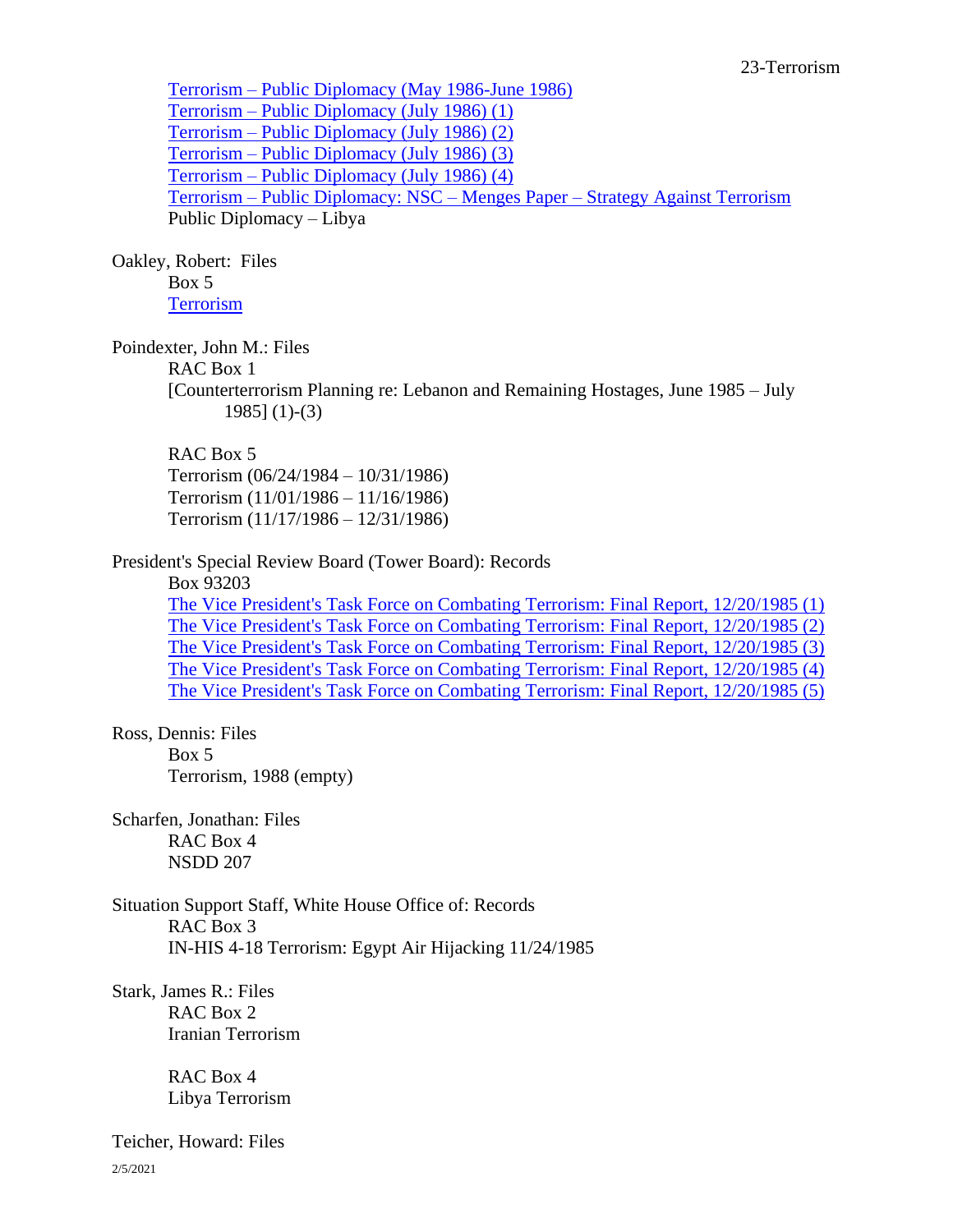Terrorism – Public Diplomacy (May 1986-June 1986)
Terrorism – Public Diplomacy (July 1986) (1)
Terrorism – Public Diplomacy (July 1986) (2)
Terrorism – Public Diplomacy (July 1986) (3)
Terrorism – Public Diplomacy (July 1986) (4)
Terrorism – Public Diplomacy: NSC – Menges Paper – Strategy Against Terrorism
Public Diplomacy – Libya

Oakley, Robert: Files
Box 5
Terrorism

Poindexter, John M.: Files
RAC Box 1
[Counterterrorism Planning re: Lebanon and Remaining Hostages, June 1985 – July 1985] (1)-(3)

RAC Box 5
Terrorism (06/24/1984 – 10/31/1986)
Terrorism (11/01/1986 – 11/16/1986)
Terrorism (11/17/1986 – 12/31/1986)

President's Special Review Board (Tower Board): Records
Box 93203
The Vice President's Task Force on Combating Terrorism: Final Report, 12/20/1985 (1)
The Vice President's Task Force on Combating Terrorism: Final Report, 12/20/1985 (2)
The Vice President's Task Force on Combating Terrorism: Final Report, 12/20/1985 (3)
The Vice President's Task Force on Combating Terrorism: Final Report, 12/20/1985 (4)
The Vice President's Task Force on Combating Terrorism: Final Report, 12/20/1985 (5)

Ross, Dennis: Files
Box 5
Terrorism, 1988 (empty)

Scharfen, Jonathan: Files
RAC Box 4
NSDD 207

Situation Support Staff, White House Office of: Records
RAC Box 3
IN-HIS 4-18 Terrorism: Egypt Air Hijacking 11/24/1985

Stark, James R.: Files
RAC Box 2
Iranian Terrorism

RAC Box 4
Libya Terrorism

Teicher, Howard: Files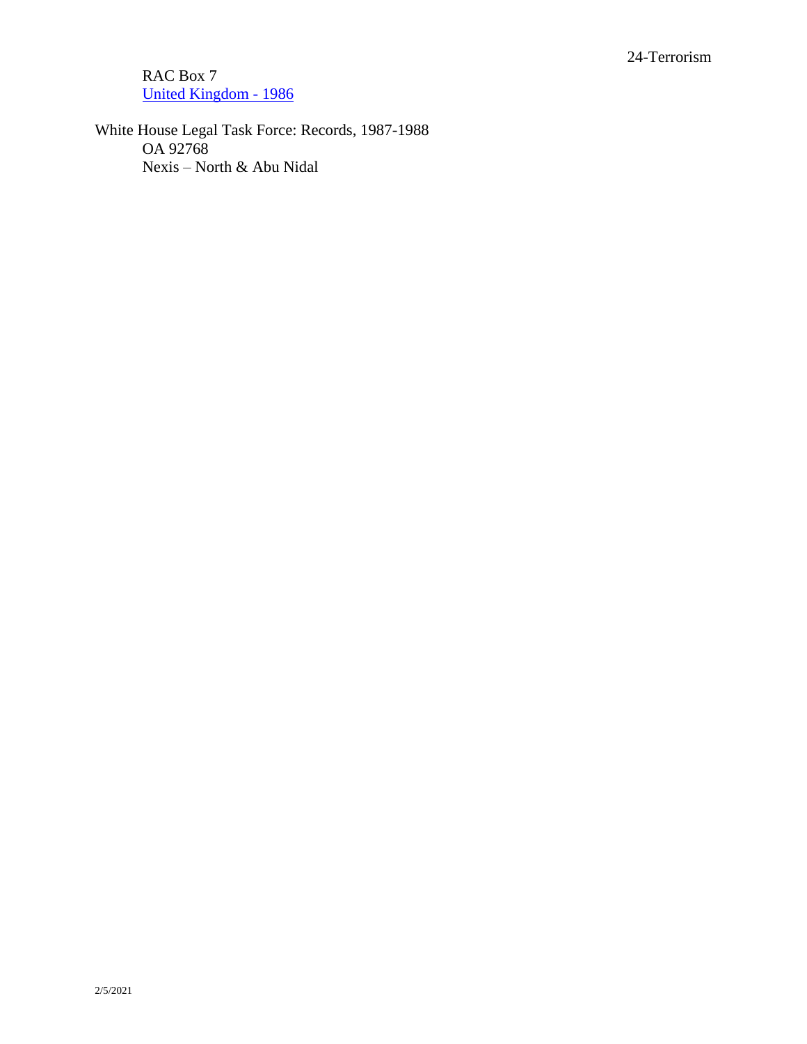RAC Box 7
[United Kingdom - 1986]

White House Legal Task Force: Records, 1987-1988
OA 92768
Nexis – North & Abu Nidal